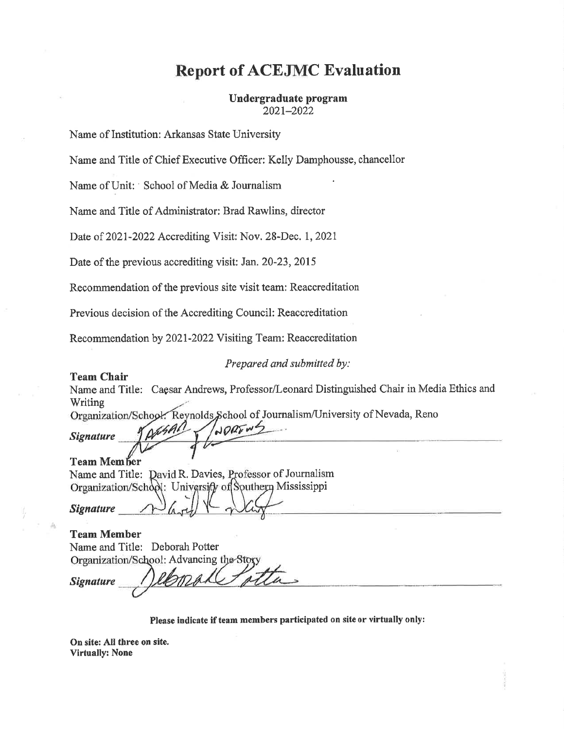# Report of ACEJMC Evaluation

**Undergraduate program**
2021–2022

Name of Institution: Arkansas State University

Name and Title of Chief Executive Officer: Kelly Damphousse, chancellor

Name of Unit: School of Media & Journalism

Name and Title of Administrator: Brad Rawlins, director

Date of 2021-2022 Accrediting Visit: Nov. 28-Dec. 1, 2021

Date of the previous accrediting visit: Jan. 20-23, 2015

Recommendation of the previous site visit team: Reaccreditation

Previous decision of the Accrediting Council: Reaccreditation

Recommendation by 2021-2022 Visiting Team: Reaccreditation

*Prepared and submitted by:*

**Team Chair**
Name and Title: Caesar Andrews, Professor/Leonard Distinguished Chair in Media Ethics and Writing
Organization/School: Reynolds School of Journalism/University of Nevada, Reno

***Signature*** ________________

**Team Member**
Name and Title: David R. Davies, Professor of Journalism
Organization/School: University of Southern Mississippi

***Signature*** ________________

**Team Member**
Name and Title: Deborah Potter
Organization/School: Advancing the Story

***Signature*** ________________

**Please indicate if team members participated on site or virtually only:**

**On site: All three on site.**
**Virtually: None**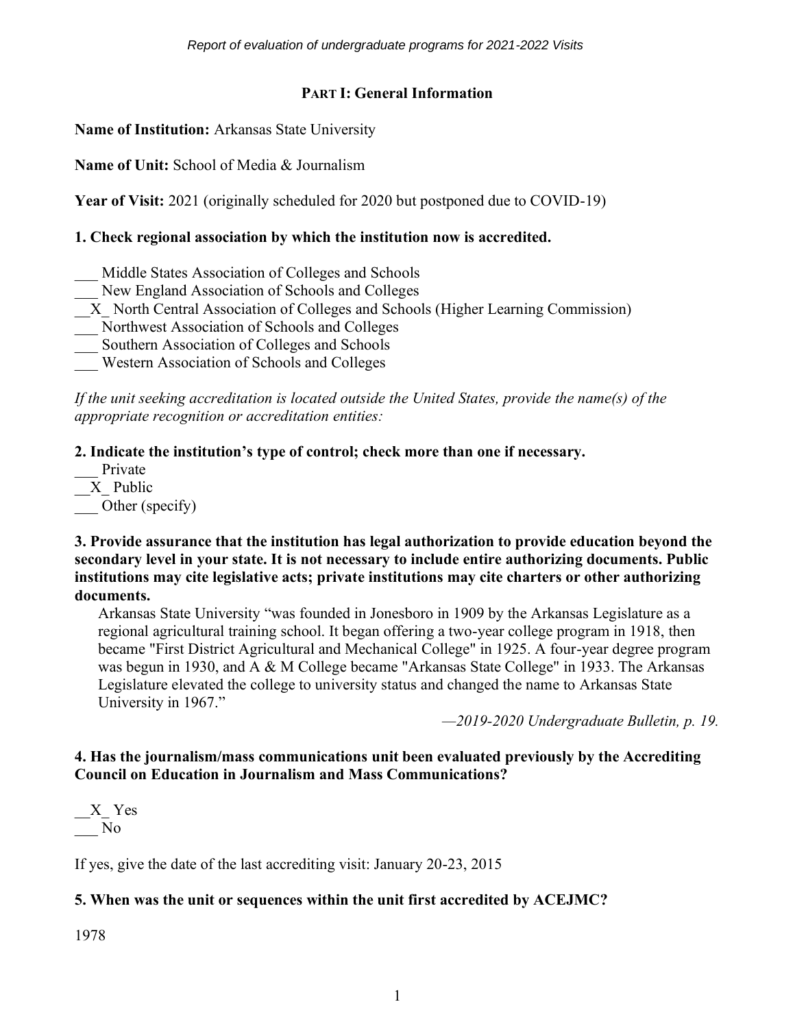## PART I: General Information

**Name of Institution:** Arkansas State University

**Name of Unit:** School of Media & Journalism

**Year of Visit:** 2021 (originally scheduled for 2020 but postponed due to COVID-19)

### 1. Check regional association by which the institution now is accredited.

___ Middle States Association of Colleges and Schools
___ New England Association of Schools and Colleges
__X_ North Central Association of Colleges and Schools (Higher Learning Commission)
___ Northwest Association of Schools and Colleges
___ Southern Association of Colleges and Schools
___ Western Association of Schools and Colleges

*If the unit seeking accreditation is located outside the United States, provide the name(s) of the appropriate recognition or accreditation entities:*

### 2. Indicate the institution's type of control; check more than one if necessary.

___ Private
__X_ Public
___ Other (specify)

### 3. Provide assurance that the institution has legal authorization to provide education beyond the secondary level in your state. It is not necessary to include entire authorizing documents. Public institutions may cite legislative acts; private institutions may cite charters or other authorizing documents.

Arkansas State University "was founded in Jonesboro in 1909 by the Arkansas Legislature as a regional agricultural training school. It began offering a two-year college program in 1918, then became "First District Agricultural and Mechanical College" in 1925. A four-year degree program was begun in 1930, and A & M College became "Arkansas State College" in 1933. The Arkansas Legislature elevated the college to university status and changed the name to Arkansas State University in 1967."

*—2019-2020 Undergraduate Bulletin, p. 19.*

### 4. Has the journalism/mass communications unit been evaluated previously by the Accrediting Council on Education in Journalism and Mass Communications?

__X_ Yes
___ No

If yes, give the date of the last accrediting visit: January 20-23, 2015

### 5. When was the unit or sequences within the unit first accredited by ACEJMC?

1978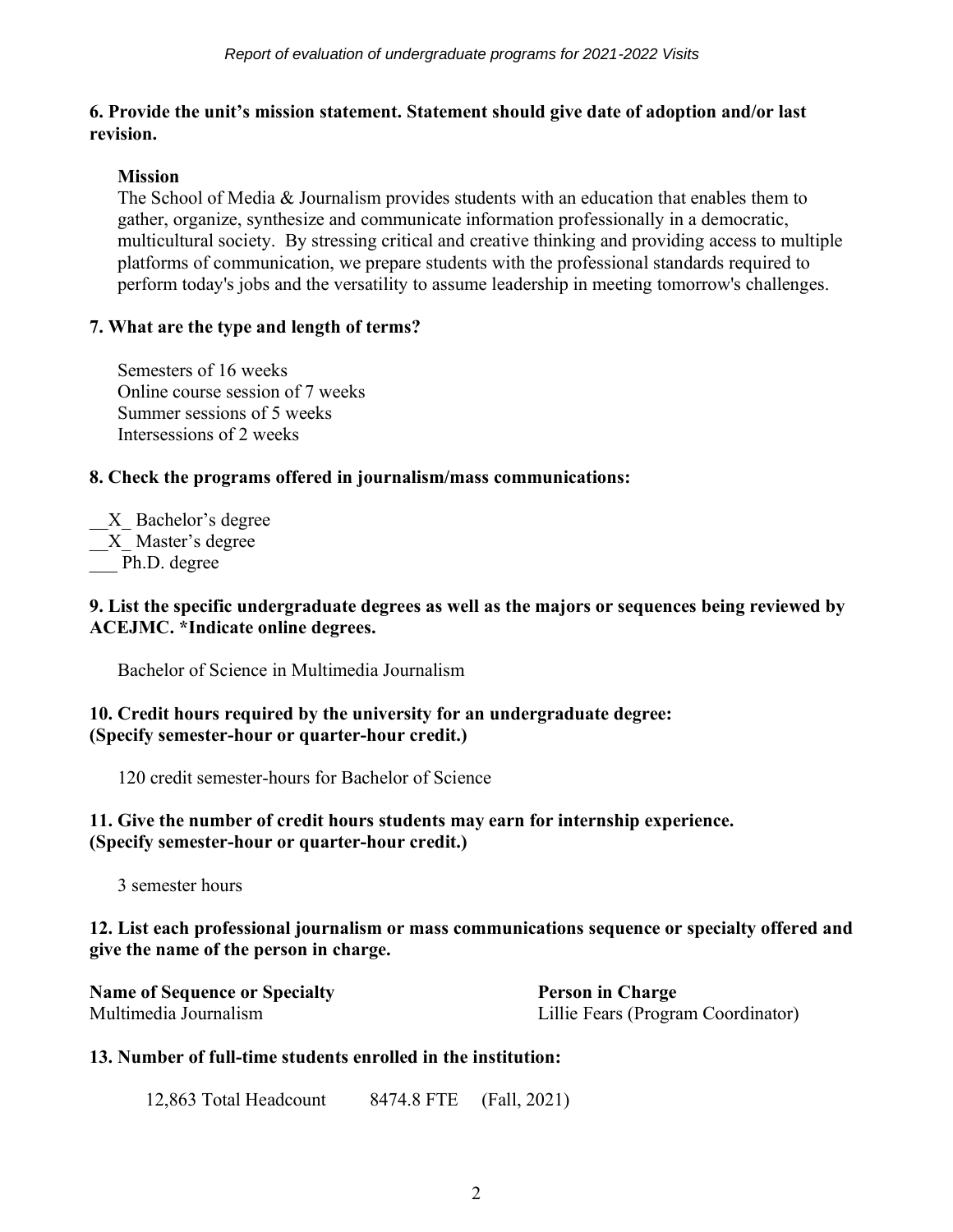**6. Provide the unit's mission statement. Statement should give date of adoption and/or last revision.**

**Mission**

The School of Media & Journalism provides students with an education that enables them to gather, organize, synthesize and communicate information professionally in a democratic, multicultural society. By stressing critical and creative thinking and providing access to multiple platforms of communication, we prepare students with the professional standards required to perform today's jobs and the versatility to assume leadership in meeting tomorrow's challenges.

**7. What are the type and length of terms?**

Semesters of 16 weeks
Online course session of 7 weeks
Summer sessions of 5 weeks
Intersessions of 2 weeks

**8. Check the programs offered in journalism/mass communications:**

__X_ Bachelor's degree
__X_ Master's degree
___ Ph.D. degree

**9. List the specific undergraduate degrees as well as the majors or sequences being reviewed by ACEJMC. *Indicate online degrees.**

Bachelor of Science in Multimedia Journalism

**10. Credit hours required by the university for an undergraduate degree: (Specify semester-hour or quarter-hour credit.)**

120 credit semester-hours for Bachelor of Science

**11. Give the number of credit hours students may earn for internship experience. (Specify semester-hour or quarter-hour credit.)**

3 semester hours

**12. List each professional journalism or mass communications sequence or specialty offered and give the name of the person in charge.**

| Name of Sequence or Specialty | Person in Charge |
|---|---|
| Multimedia Journalism | Lillie Fears (Program Coordinator) |

**13. Number of full-time students enrolled in the institution:**

12,863 Total Headcount    8474.8 FTE    (Fall, 2021)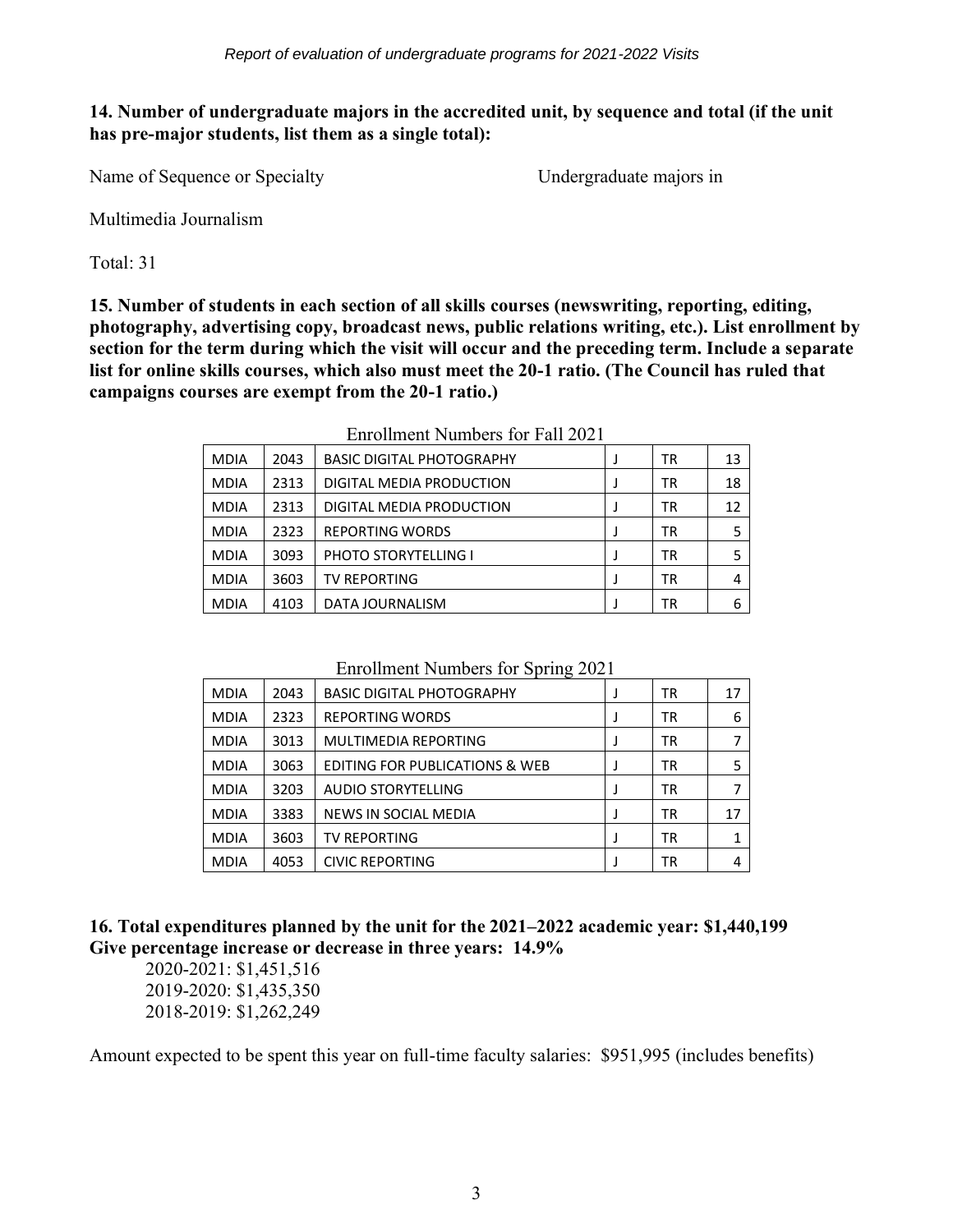**14. Number of undergraduate majors in the accredited unit, by sequence and total (if the unit has pre-major students, list them as a single total):**

Name of Sequence or Specialty Undergraduate majors in

Multimedia Journalism

Total: 31

**15. Number of students in each section of all skills courses (newswriting, reporting, editing, photography, advertising copy, broadcast news, public relations writing, etc.). List enrollment by section for the term during which the visit will occur and the preceding term. Include a separate list for online skills courses, which also must meet the 20-1 ratio. (The Council has ruled that campaigns courses are exempt from the 20-1 ratio.)**

Enrollment Numbers for Fall 2021

| | | | | | |
|---|---|---|---|---|---|
| MDIA | 2043 | BASIC DIGITAL PHOTOGRAPHY | J | TR | 13 |
| MDIA | 2313 | DIGITAL MEDIA PRODUCTION | J | TR | 18 |
| MDIA | 2313 | DIGITAL MEDIA PRODUCTION | J | TR | 12 |
| MDIA | 2323 | REPORTING WORDS | J | TR | 5 |
| MDIA | 3093 | PHOTO STORYTELLING I | J | TR | 5 |
| MDIA | 3603 | TV REPORTING | J | TR | 4 |
| MDIA | 4103 | DATA JOURNALISM | J | TR | 6 |

Enrollment Numbers for Spring 2021

| | | | | | |
|---|---|---|---|---|---|
| MDIA | 2043 | BASIC DIGITAL PHOTOGRAPHY | J | TR | 17 |
| MDIA | 2323 | REPORTING WORDS | J | TR | 6 |
| MDIA | 3013 | MULTIMEDIA REPORTING | J | TR | 7 |
| MDIA | 3063 | EDITING FOR PUBLICATIONS & WEB | J | TR | 5 |
| MDIA | 3203 | AUDIO STORYTELLING | J | TR | 7 |
| MDIA | 3383 | NEWS IN SOCIAL MEDIA | J | TR | 17 |
| MDIA | 3603 | TV REPORTING | J | TR | 1 |
| MDIA | 4053 | CIVIC REPORTING | J | TR | 4 |

**16. Total expenditures planned by the unit for the 2021–2022 academic year: $1,440,199**
**Give percentage increase or decrease in three years: 14.9%**

2020-2021: $1,451,516
2019-2020: $1,435,350
2018-2019: $1,262,249

Amount expected to be spent this year on full-time faculty salaries: $951,995 (includes benefits)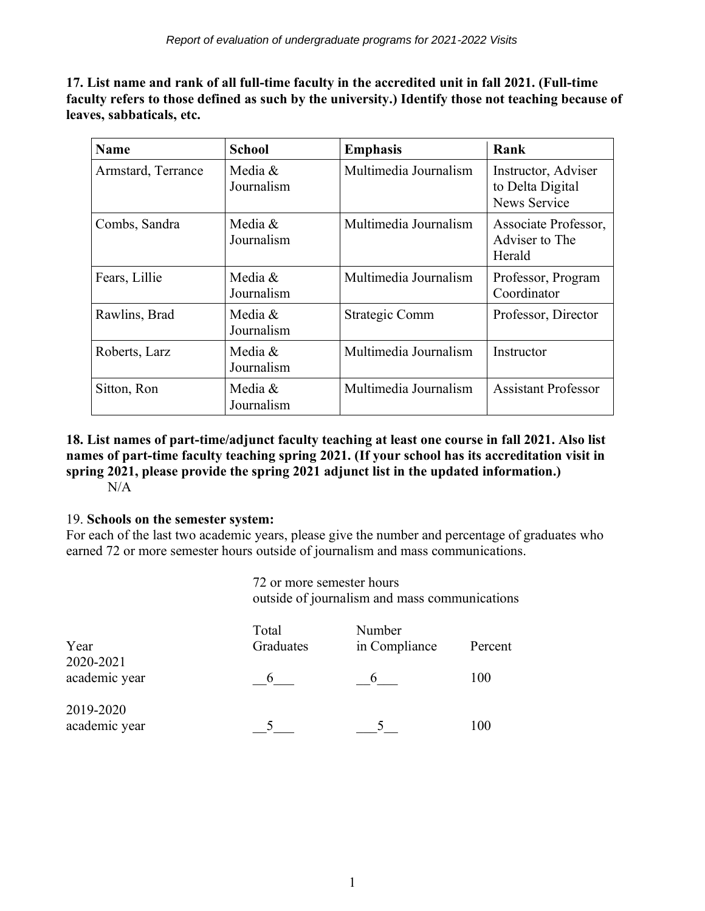**17. List name and rank of all full-time faculty in the accredited unit in fall 2021. (Full-time faculty refers to those defined as such by the university.) Identify those not teaching because of leaves, sabbaticals, etc.**

| Name | School | Emphasis | Rank |
|---|---|---|---|
| Armstard, Terrance | Media & Journalism | Multimedia Journalism | Instructor, Adviser to Delta Digital News Service |
| Combs, Sandra | Media & Journalism | Multimedia Journalism | Associate Professor, Adviser to The Herald |
| Fears, Lillie | Media & Journalism | Multimedia Journalism | Professor, Program Coordinator |
| Rawlins, Brad | Media & Journalism | Strategic Comm | Professor, Director |
| Roberts, Larz | Media & Journalism | Multimedia Journalism | Instructor |
| Sitton, Ron | Media & Journalism | Multimedia Journalism | Assistant Professor |

**18. List names of part-time/adjunct faculty teaching at least one course in fall 2021. Also list names of part-time faculty teaching spring 2021. (If your school has its accreditation visit in spring 2021, please provide the spring 2021 adjunct list in the updated information.)**

N/A

19. **Schools on the semester system:**

For each of the last two academic years, please give the number and percentage of graduates who earned 72 or more semester hours outside of journalism and mass communications.

| | 72 or more semester hours outside of journalism and mass communications | | |
|---|---|---|---|
| Year | Total Graduates | Number in Compliance | Percent |
| 2020-2021 academic year | 6 | 6 | 100 |
| 2019-2020 academic year | 5 | 5 | 100 |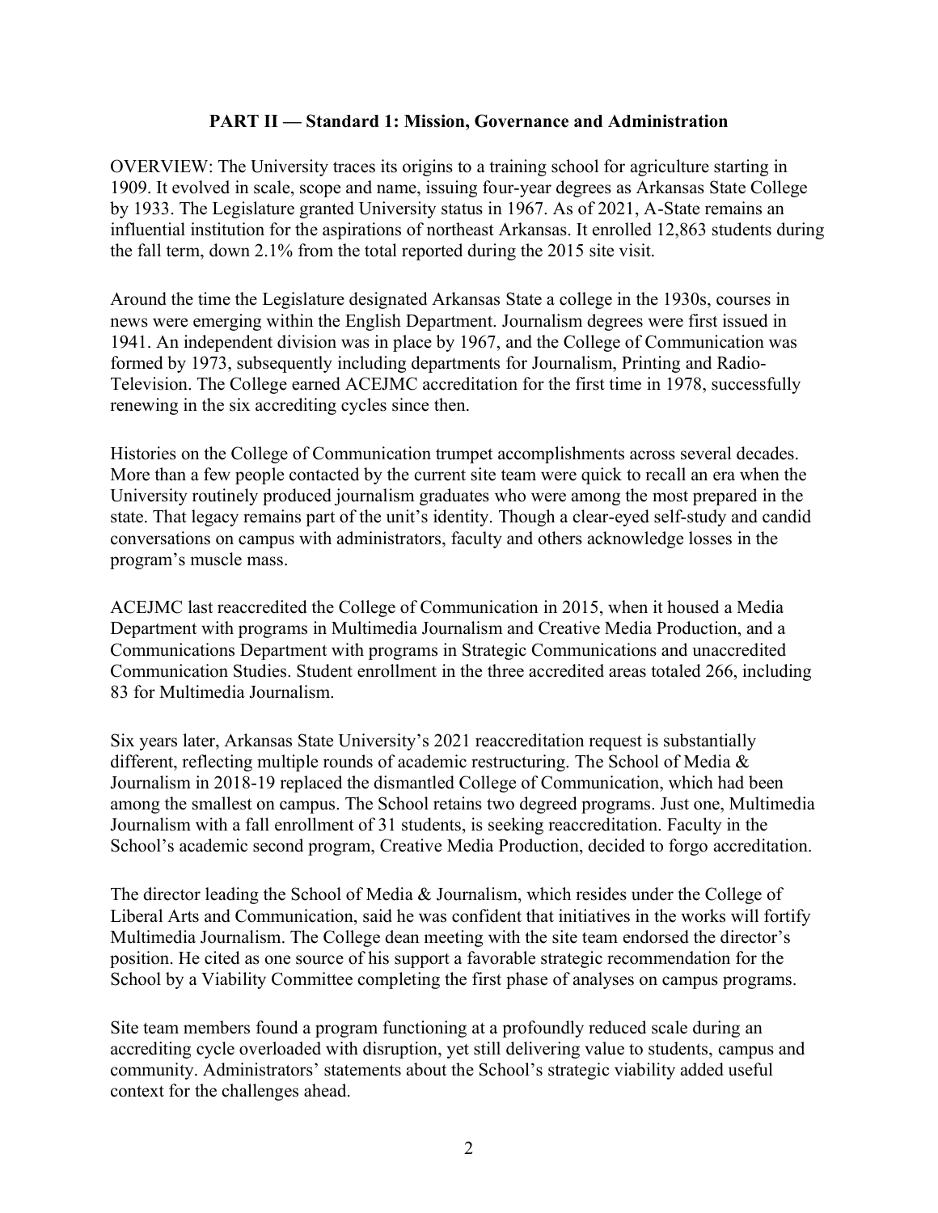## PART II — Standard 1: Mission, Governance and Administration

OVERVIEW: The University traces its origins to a training school for agriculture starting in 1909. It evolved in scale, scope and name, issuing four-year degrees as Arkansas State College by 1933. The Legislature granted University status in 1967. As of 2021, A-State remains an influential institution for the aspirations of northeast Arkansas. It enrolled 12,863 students during the fall term, down 2.1% from the total reported during the 2015 site visit.

Around the time the Legislature designated Arkansas State a college in the 1930s, courses in news were emerging within the English Department. Journalism degrees were first issued in 1941. An independent division was in place by 1967, and the College of Communication was formed by 1973, subsequently including departments for Journalism, Printing and Radio-Television. The College earned ACEJMC accreditation for the first time in 1978, successfully renewing in the six accrediting cycles since then.

Histories on the College of Communication trumpet accomplishments across several decades. More than a few people contacted by the current site team were quick to recall an era when the University routinely produced journalism graduates who were among the most prepared in the state. That legacy remains part of the unit's identity. Though a clear-eyed self-study and candid conversations on campus with administrators, faculty and others acknowledge losses in the program's muscle mass.

ACEJMC last reaccredited the College of Communication in 2015, when it housed a Media Department with programs in Multimedia Journalism and Creative Media Production, and a Communications Department with programs in Strategic Communications and unaccredited Communication Studies. Student enrollment in the three accredited areas totaled 266, including 83 for Multimedia Journalism.

Six years later, Arkansas State University's 2021 reaccreditation request is substantially different, reflecting multiple rounds of academic restructuring. The School of Media & Journalism in 2018-19 replaced the dismantled College of Communication, which had been among the smallest on campus. The School retains two degreed programs. Just one, Multimedia Journalism with a fall enrollment of 31 students, is seeking reaccreditation. Faculty in the School's academic second program, Creative Media Production, decided to forgo accreditation.

The director leading the School of Media & Journalism, which resides under the College of Liberal Arts and Communication, said he was confident that initiatives in the works will fortify Multimedia Journalism. The College dean meeting with the site team endorsed the director's position. He cited as one source of his support a favorable strategic recommendation for the School by a Viability Committee completing the first phase of analyses on campus programs.

Site team members found a program functioning at a profoundly reduced scale during an accrediting cycle overloaded with disruption, yet still delivering value to students, campus and community. Administrators' statements about the School's strategic viability added useful context for the challenges ahead.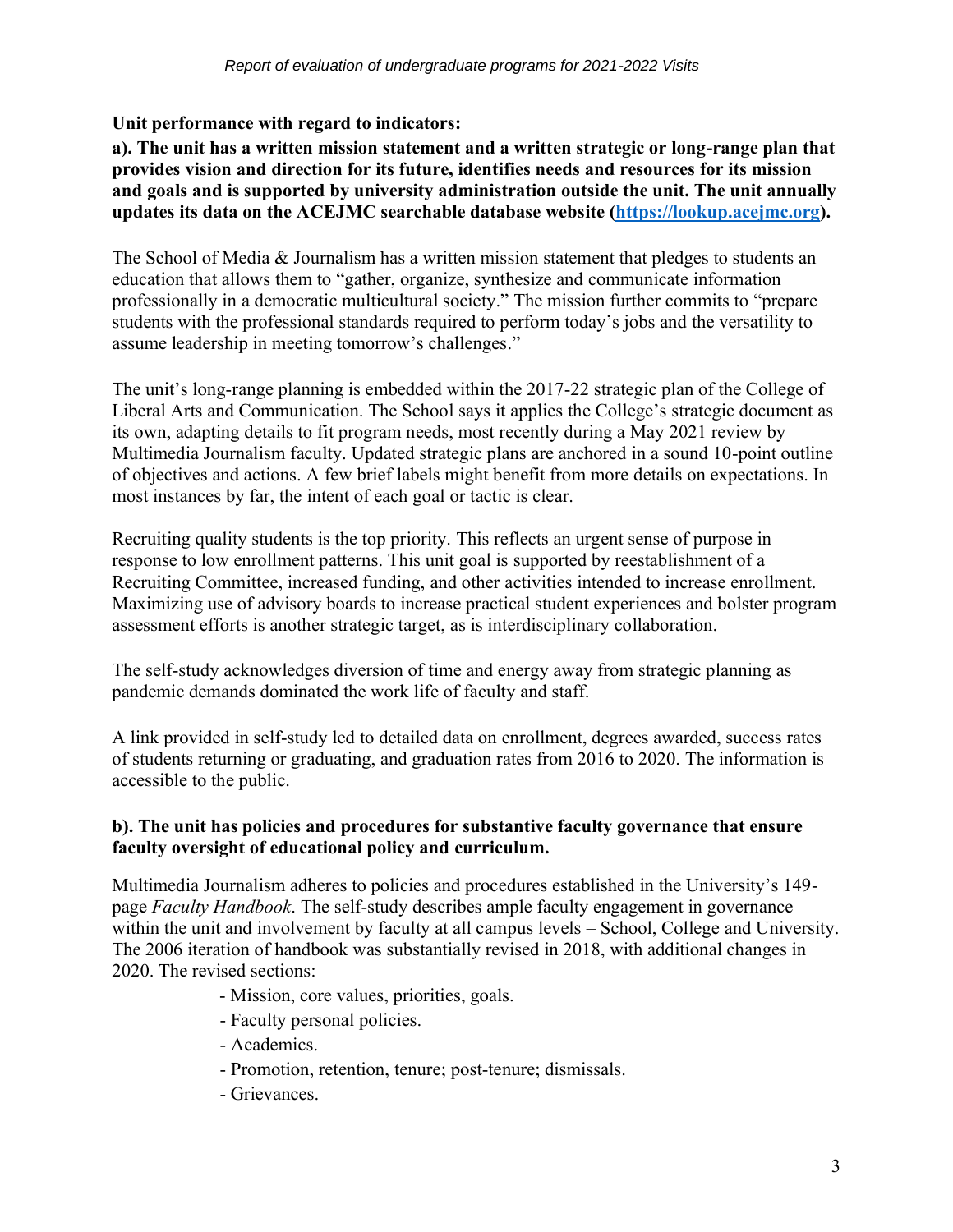**Unit performance with regard to indicators:**

**a). The unit has a written mission statement and a written strategic or long-range plan that provides vision and direction for its future, identifies needs and resources for its mission and goals and is supported by university administration outside the unit. The unit annually updates its data on the ACEJMC searchable database website (https://lookup.acejmc.org).**

The School of Media & Journalism has a written mission statement that pledges to students an education that allows them to "gather, organize, synthesize and communicate information professionally in a democratic multicultural society." The mission further commits to "prepare students with the professional standards required to perform today's jobs and the versatility to assume leadership in meeting tomorrow's challenges."

The unit's long-range planning is embedded within the 2017-22 strategic plan of the College of Liberal Arts and Communication. The School says it applies the College's strategic document as its own, adapting details to fit program needs, most recently during a May 2021 review by Multimedia Journalism faculty. Updated strategic plans are anchored in a sound 10-point outline of objectives and actions. A few brief labels might benefit from more details on expectations. In most instances by far, the intent of each goal or tactic is clear.

Recruiting quality students is the top priority. This reflects an urgent sense of purpose in response to low enrollment patterns. This unit goal is supported by reestablishment of a Recruiting Committee, increased funding, and other activities intended to increase enrollment. Maximizing use of advisory boards to increase practical student experiences and bolster program assessment efforts is another strategic target, as is interdisciplinary collaboration.

The self-study acknowledges diversion of time and energy away from strategic planning as pandemic demands dominated the work life of faculty and staff.

A link provided in self-study led to detailed data on enrollment, degrees awarded, success rates of students returning or graduating, and graduation rates from 2016 to 2020. The information is accessible to the public.

**b). The unit has policies and procedures for substantive faculty governance that ensure faculty oversight of educational policy and curriculum.**

Multimedia Journalism adheres to policies and procedures established in the University's 149-page *Faculty Handbook*. The self-study describes ample faculty engagement in governance within the unit and involvement by faculty at all campus levels – School, College and University. The 2006 iteration of handbook was substantially revised in 2018, with additional changes in 2020. The revised sections:

- Mission, core values, priorities, goals.
- Faculty personal policies.
- Academics.
- Promotion, retention, tenure; post-tenure; dismissals.
- Grievances.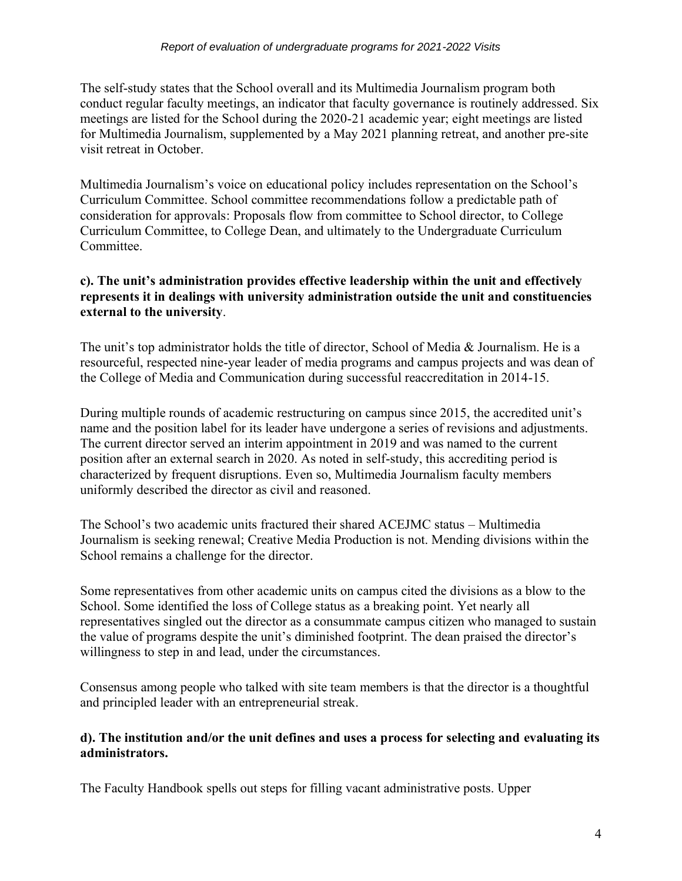The self-study states that the School overall and its Multimedia Journalism program both conduct regular faculty meetings, an indicator that faculty governance is routinely addressed. Six meetings are listed for the School during the 2020-21 academic year; eight meetings are listed for Multimedia Journalism, supplemented by a May 2021 planning retreat, and another pre-site visit retreat in October.

Multimedia Journalism's voice on educational policy includes representation on the School's Curriculum Committee. School committee recommendations follow a predictable path of consideration for approvals: Proposals flow from committee to School director, to College Curriculum Committee, to College Dean, and ultimately to the Undergraduate Curriculum Committee.

**c). The unit's administration provides effective leadership within the unit and effectively represents it in dealings with university administration outside the unit and constituencies external to the university**.

The unit's top administrator holds the title of director, School of Media & Journalism. He is a resourceful, respected nine-year leader of media programs and campus projects and was dean of the College of Media and Communication during successful reaccreditation in 2014-15.

During multiple rounds of academic restructuring on campus since 2015, the accredited unit's name and the position label for its leader have undergone a series of revisions and adjustments. The current director served an interim appointment in 2019 and was named to the current position after an external search in 2020. As noted in self-study, this accrediting period is characterized by frequent disruptions. Even so, Multimedia Journalism faculty members uniformly described the director as civil and reasoned.

The School's two academic units fractured their shared ACEJMC status – Multimedia Journalism is seeking renewal; Creative Media Production is not. Mending divisions within the School remains a challenge for the director.

Some representatives from other academic units on campus cited the divisions as a blow to the School. Some identified the loss of College status as a breaking point. Yet nearly all representatives singled out the director as a consummate campus citizen who managed to sustain the value of programs despite the unit's diminished footprint. The dean praised the director's willingness to step in and lead, under the circumstances.

Consensus among people who talked with site team members is that the director is a thoughtful and principled leader with an entrepreneurial streak.

**d). The institution and/or the unit defines and uses a process for selecting and evaluating its administrators.**

The Faculty Handbook spells out steps for filling vacant administrative posts. Upper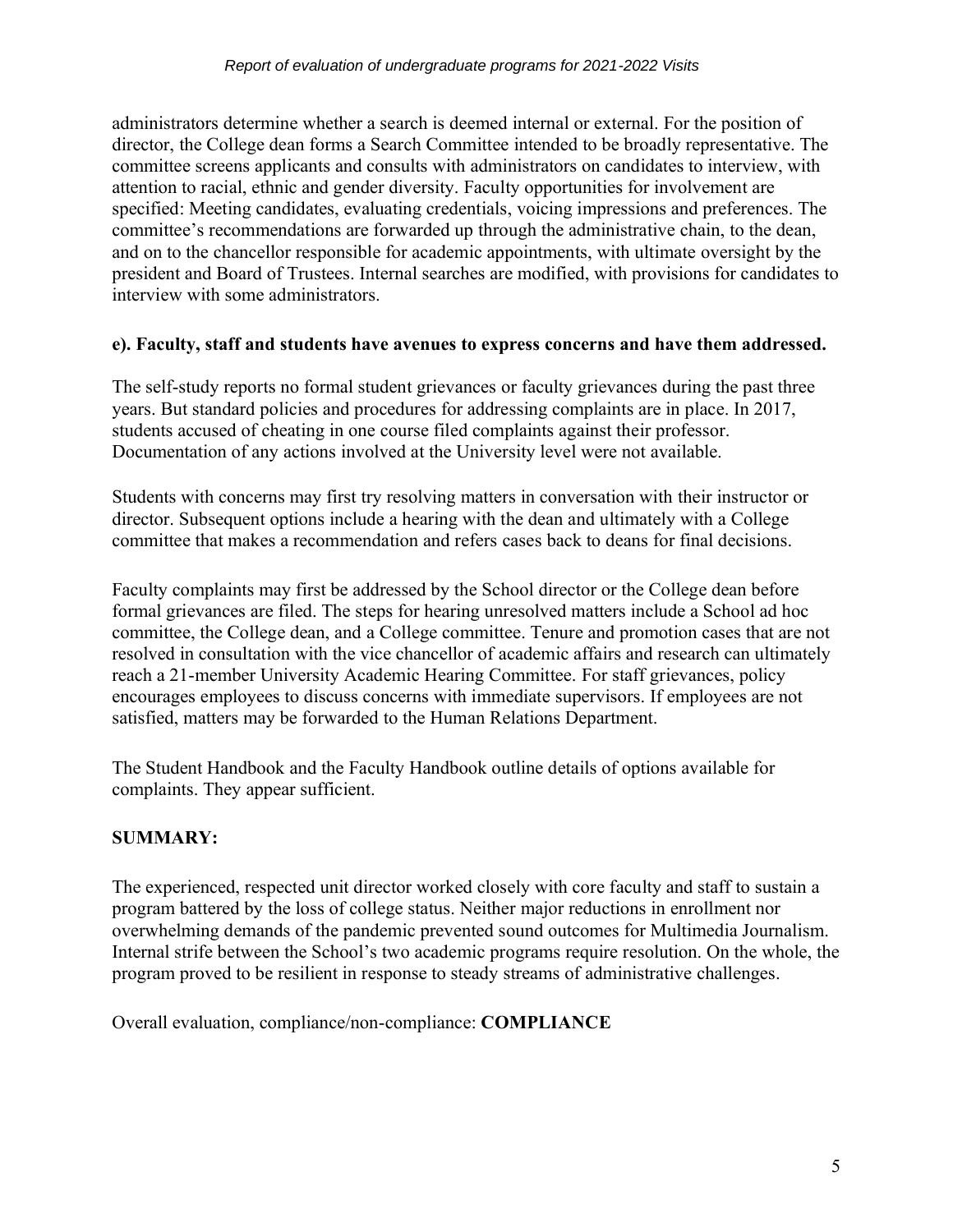administrators determine whether a search is deemed internal or external. For the position of director, the College dean forms a Search Committee intended to be broadly representative. The committee screens applicants and consults with administrators on candidates to interview, with attention to racial, ethnic and gender diversity. Faculty opportunities for involvement are specified: Meeting candidates, evaluating credentials, voicing impressions and preferences. The committee's recommendations are forwarded up through the administrative chain, to the dean, and on to the chancellor responsible for academic appointments, with ultimate oversight by the president and Board of Trustees. Internal searches are modified, with provisions for candidates to interview with some administrators.

**e). Faculty, staff and students have avenues to express concerns and have them addressed.**

The self-study reports no formal student grievances or faculty grievances during the past three years. But standard policies and procedures for addressing complaints are in place. In 2017, students accused of cheating in one course filed complaints against their professor. Documentation of any actions involved at the University level were not available.

Students with concerns may first try resolving matters in conversation with their instructor or director. Subsequent options include a hearing with the dean and ultimately with a College committee that makes a recommendation and refers cases back to deans for final decisions.

Faculty complaints may first be addressed by the School director or the College dean before formal grievances are filed. The steps for hearing unresolved matters include a School ad hoc committee, the College dean, and a College committee. Tenure and promotion cases that are not resolved in consultation with the vice chancellor of academic affairs and research can ultimately reach a 21-member University Academic Hearing Committee. For staff grievances, policy encourages employees to discuss concerns with immediate supervisors. If employees are not satisfied, matters may be forwarded to the Human Relations Department.

The Student Handbook and the Faculty Handbook outline details of options available for complaints. They appear sufficient.

**SUMMARY:**

The experienced, respected unit director worked closely with core faculty and staff to sustain a program battered by the loss of college status. Neither major reductions in enrollment nor overwhelming demands of the pandemic prevented sound outcomes for Multimedia Journalism. Internal strife between the School's two academic programs require resolution. On the whole, the program proved to be resilient in response to steady streams of administrative challenges.

Overall evaluation, compliance/non-compliance: **COMPLIANCE**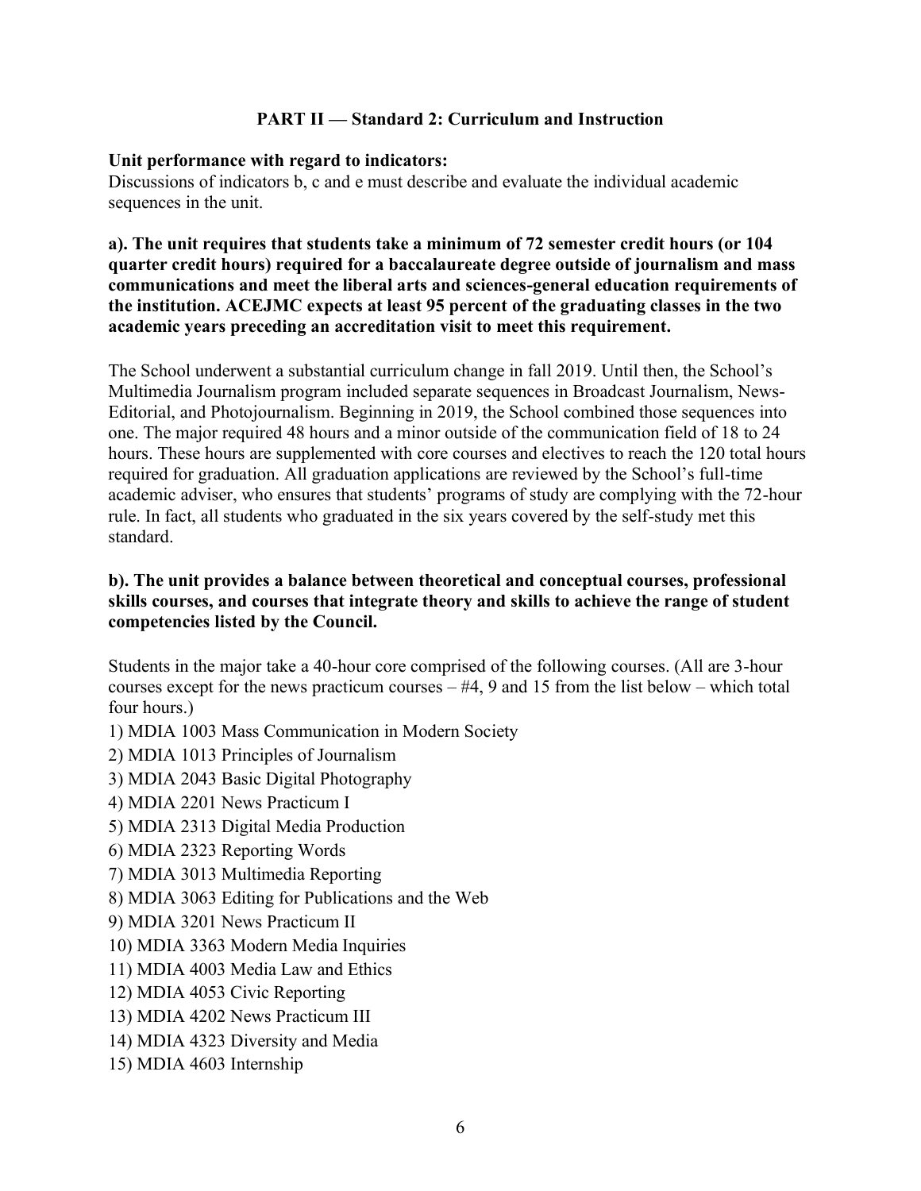## PART II — Standard 2: Curriculum and Instruction

**Unit performance with regard to indicators:**

Discussions of indicators b, c and e must describe and evaluate the individual academic sequences in the unit.

**a). The unit requires that students take a minimum of 72 semester credit hours (or 104 quarter credit hours) required for a baccalaureate degree outside of journalism and mass communications and meet the liberal arts and sciences-general education requirements of the institution. ACEJMC expects at least 95 percent of the graduating classes in the two academic years preceding an accreditation visit to meet this requirement.**

The School underwent a substantial curriculum change in fall 2019. Until then, the School's Multimedia Journalism program included separate sequences in Broadcast Journalism, News-Editorial, and Photojournalism. Beginning in 2019, the School combined those sequences into one. The major required 48 hours and a minor outside of the communication field of 18 to 24 hours. These hours are supplemented with core courses and electives to reach the 120 total hours required for graduation. All graduation applications are reviewed by the School's full-time academic adviser, who ensures that students' programs of study are complying with the 72-hour rule. In fact, all students who graduated in the six years covered by the self-study met this standard.

**b). The unit provides a balance between theoretical and conceptual courses, professional skills courses, and courses that integrate theory and skills to achieve the range of student competencies listed by the Council.**

Students in the major take a 40-hour core comprised of the following courses. (All are 3-hour courses except for the news practicum courses – #4, 9 and 15 from the list below – which total four hours.)

1) MDIA 1003 Mass Communication in Modern Society
2) MDIA 1013 Principles of Journalism
3) MDIA 2043 Basic Digital Photography
4) MDIA 2201 News Practicum I
5) MDIA 2313 Digital Media Production
6) MDIA 2323 Reporting Words
7) MDIA 3013 Multimedia Reporting
8) MDIA 3063 Editing for Publications and the Web
9) MDIA 3201 News Practicum II
10) MDIA 3363 Modern Media Inquiries
11) MDIA 4003 Media Law and Ethics
12) MDIA 4053 Civic Reporting
13) MDIA 4202 News Practicum III
14) MDIA 4323 Diversity and Media
15) MDIA 4603 Internship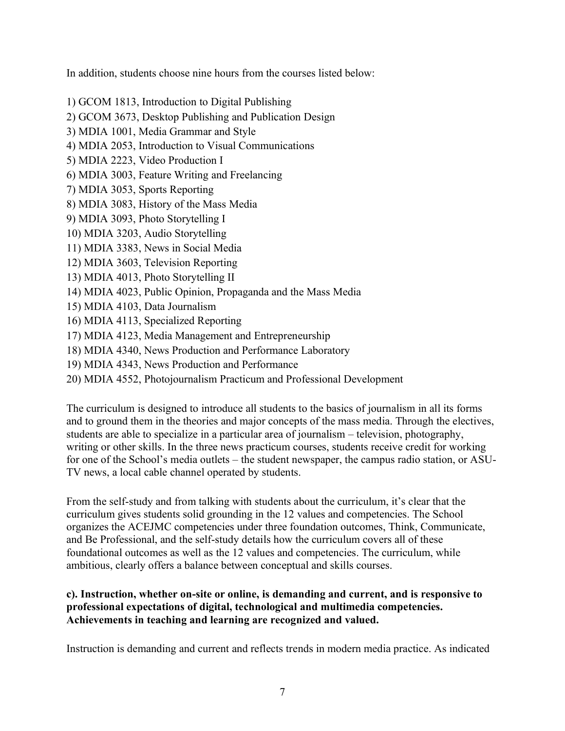In addition, students choose nine hours from the courses listed below:

1) GCOM 1813, Introduction to Digital Publishing
2) GCOM 3673, Desktop Publishing and Publication Design
3) MDIA 1001, Media Grammar and Style
4) MDIA 2053, Introduction to Visual Communications
5) MDIA 2223, Video Production I
6) MDIA 3003, Feature Writing and Freelancing
7) MDIA 3053, Sports Reporting
8) MDIA 3083, History of the Mass Media
9) MDIA 3093, Photo Storytelling I
10) MDIA 3203, Audio Storytelling
11) MDIA 3383, News in Social Media
12) MDIA 3603, Television Reporting
13) MDIA 4013, Photo Storytelling II
14) MDIA 4023, Public Opinion, Propaganda and the Mass Media
15) MDIA 4103, Data Journalism
16) MDIA 4113, Specialized Reporting
17) MDIA 4123, Media Management and Entrepreneurship
18) MDIA 4340, News Production and Performance Laboratory
19) MDIA 4343, News Production and Performance
20) MDIA 4552, Photojournalism Practicum and Professional Development

The curriculum is designed to introduce all students to the basics of journalism in all its forms and to ground them in the theories and major concepts of the mass media. Through the electives, students are able to specialize in a particular area of journalism – television, photography, writing or other skills. In the three news practicum courses, students receive credit for working for one of the School's media outlets – the student newspaper, the campus radio station, or ASU-TV news, a local cable channel operated by students.

From the self-study and from talking with students about the curriculum, it's clear that the curriculum gives students solid grounding in the 12 values and competencies. The School organizes the ACEJMC competencies under three foundation outcomes, Think, Communicate, and Be Professional, and the self-study details how the curriculum covers all of these foundational outcomes as well as the 12 values and competencies. The curriculum, while ambitious, clearly offers a balance between conceptual and skills courses.

**c). Instruction, whether on-site or online, is demanding and current, and is responsive to professional expectations of digital, technological and multimedia competencies. Achievements in teaching and learning are recognized and valued.**

Instruction is demanding and current and reflects trends in modern media practice. As indicated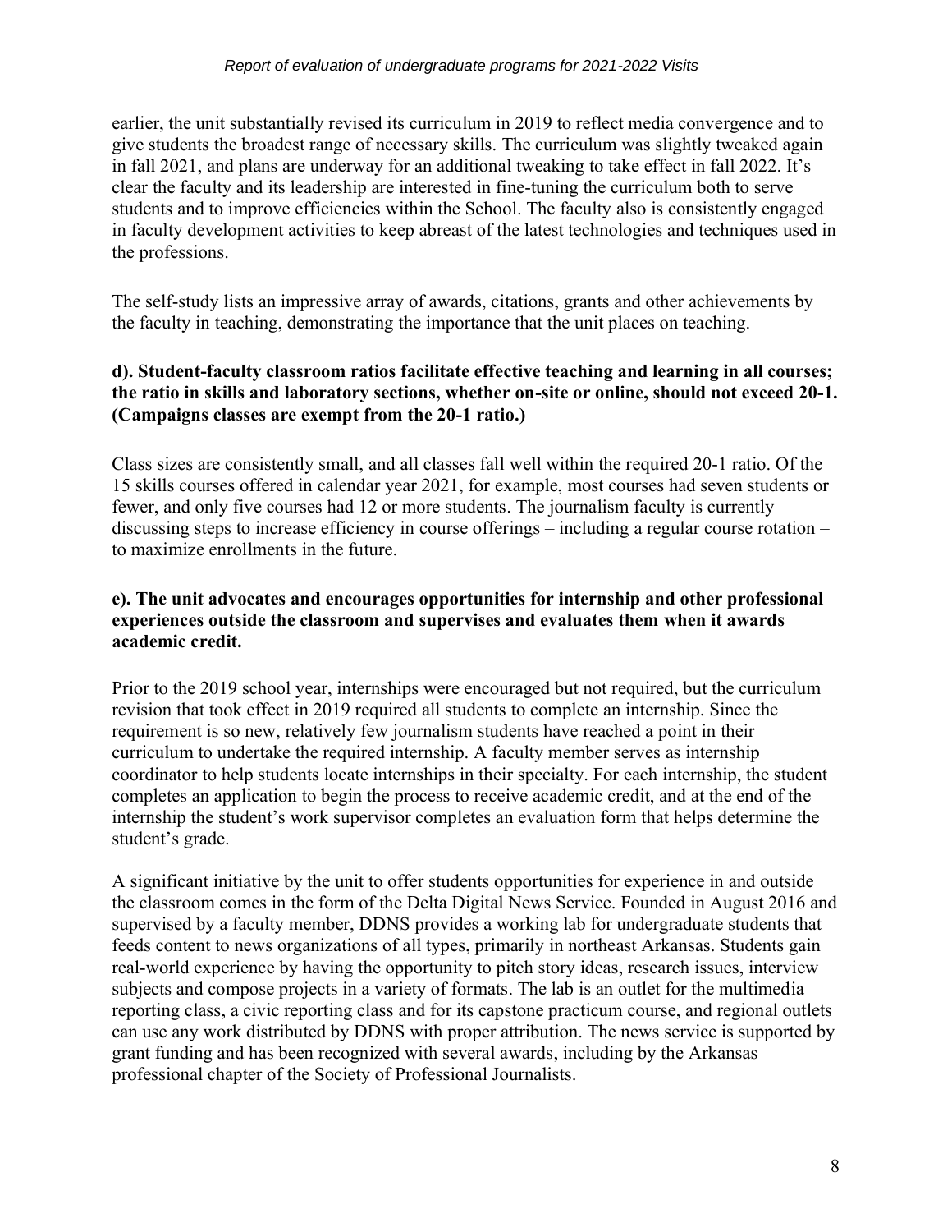earlier, the unit substantially revised its curriculum in 2019 to reflect media convergence and to give students the broadest range of necessary skills. The curriculum was slightly tweaked again in fall 2021, and plans are underway for an additional tweaking to take effect in fall 2022. It's clear the faculty and its leadership are interested in fine-tuning the curriculum both to serve students and to improve efficiencies within the School. The faculty also is consistently engaged in faculty development activities to keep abreast of the latest technologies and techniques used in the professions.

The self-study lists an impressive array of awards, citations, grants and other achievements by the faculty in teaching, demonstrating the importance that the unit places on teaching.

**d). Student-faculty classroom ratios facilitate effective teaching and learning in all courses; the ratio in skills and laboratory sections, whether on-site or online, should not exceed 20-1. (Campaigns classes are exempt from the 20-1 ratio.)**

Class sizes are consistently small, and all classes fall well within the required 20-1 ratio. Of the 15 skills courses offered in calendar year 2021, for example, most courses had seven students or fewer, and only five courses had 12 or more students. The journalism faculty is currently discussing steps to increase efficiency in course offerings – including a regular course rotation – to maximize enrollments in the future.

**e). The unit advocates and encourages opportunities for internship and other professional experiences outside the classroom and supervises and evaluates them when it awards academic credit.**

Prior to the 2019 school year, internships were encouraged but not required, but the curriculum revision that took effect in 2019 required all students to complete an internship. Since the requirement is so new, relatively few journalism students have reached a point in their curriculum to undertake the required internship. A faculty member serves as internship coordinator to help students locate internships in their specialty. For each internship, the student completes an application to begin the process to receive academic credit, and at the end of the internship the student's work supervisor completes an evaluation form that helps determine the student's grade.

A significant initiative by the unit to offer students opportunities for experience in and outside the classroom comes in the form of the Delta Digital News Service. Founded in August 2016 and supervised by a faculty member, DDNS provides a working lab for undergraduate students that feeds content to news organizations of all types, primarily in northeast Arkansas. Students gain real-world experience by having the opportunity to pitch story ideas, research issues, interview subjects and compose projects in a variety of formats. The lab is an outlet for the multimedia reporting class, a civic reporting class and for its capstone practicum course, and regional outlets can use any work distributed by DDNS with proper attribution. The news service is supported by grant funding and has been recognized with several awards, including by the Arkansas professional chapter of the Society of Professional Journalists.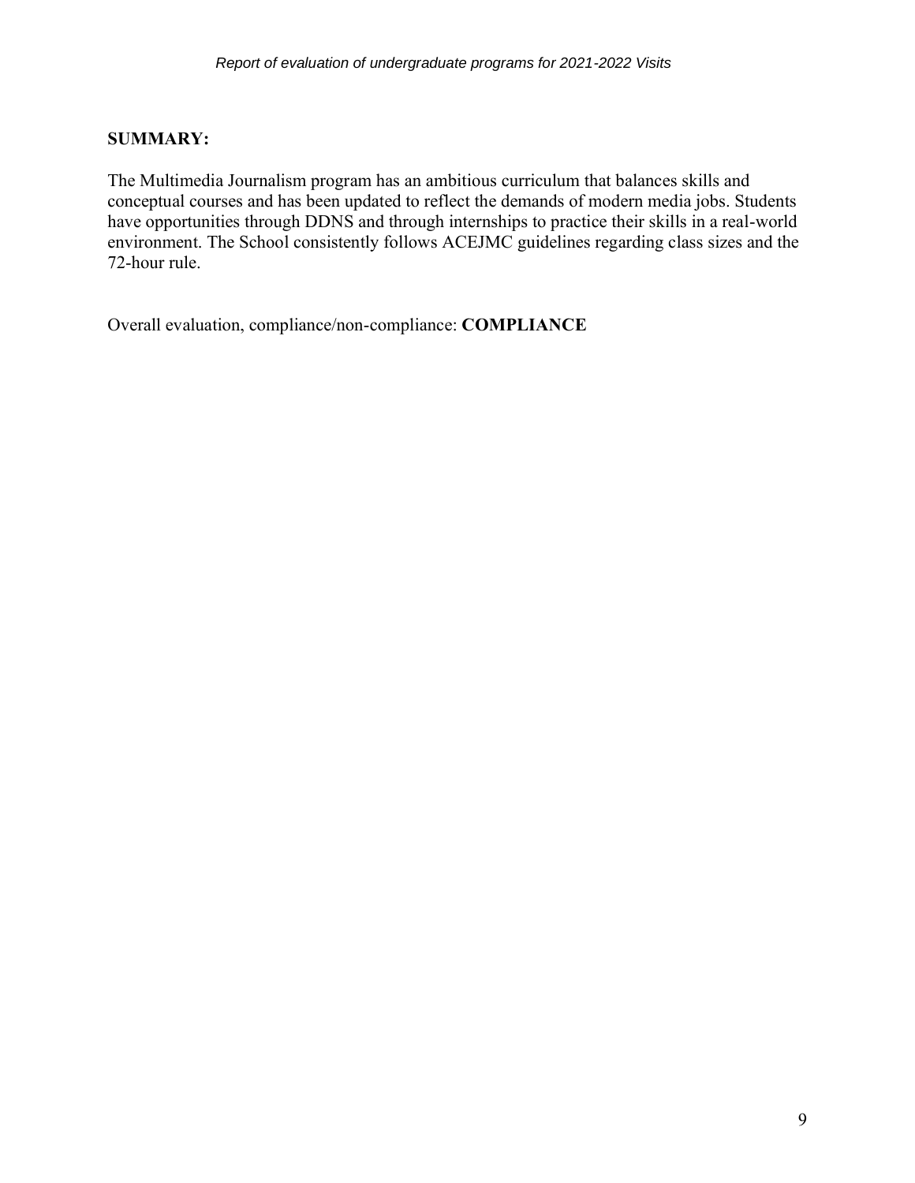**SUMMARY:**

The Multimedia Journalism program has an ambitious curriculum that balances skills and conceptual courses and has been updated to reflect the demands of modern media jobs. Students have opportunities through DDNS and through internships to practice their skills in a real-world environment. The School consistently follows ACEJMC guidelines regarding class sizes and the 72-hour rule.

Overall evaluation, compliance/non-compliance: **COMPLIANCE**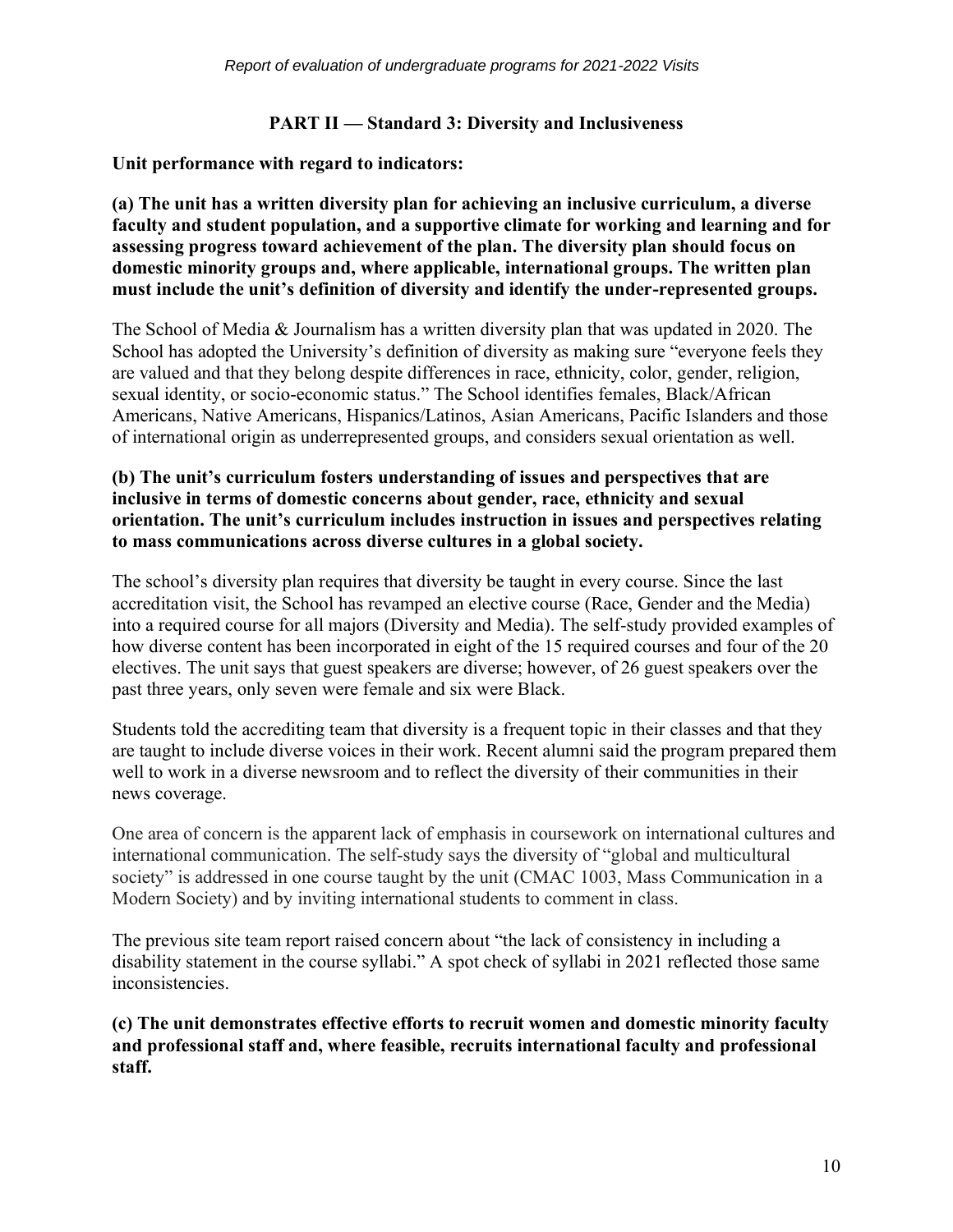## PART II — Standard 3: Diversity and Inclusiveness

**Unit performance with regard to indicators:**

**(a) The unit has a written diversity plan for achieving an inclusive curriculum, a diverse faculty and student population, and a supportive climate for working and learning and for assessing progress toward achievement of the plan. The diversity plan should focus on domestic minority groups and, where applicable, international groups. The written plan must include the unit's definition of diversity and identify the under-represented groups.**

The School of Media & Journalism has a written diversity plan that was updated in 2020. The School has adopted the University's definition of diversity as making sure "everyone feels they are valued and that they belong despite differences in race, ethnicity, color, gender, religion, sexual identity, or socio-economic status." The School identifies females, Black/African Americans, Native Americans, Hispanics/Latinos, Asian Americans, Pacific Islanders and those of international origin as underrepresented groups, and considers sexual orientation as well.

**(b) The unit's curriculum fosters understanding of issues and perspectives that are inclusive in terms of domestic concerns about gender, race, ethnicity and sexual orientation. The unit's curriculum includes instruction in issues and perspectives relating to mass communications across diverse cultures in a global society.**

The school's diversity plan requires that diversity be taught in every course. Since the last accreditation visit, the School has revamped an elective course (Race, Gender and the Media) into a required course for all majors (Diversity and Media). The self-study provided examples of how diverse content has been incorporated in eight of the 15 required courses and four of the 20 electives. The unit says that guest speakers are diverse; however, of 26 guest speakers over the past three years, only seven were female and six were Black.

Students told the accrediting team that diversity is a frequent topic in their classes and that they are taught to include diverse voices in their work. Recent alumni said the program prepared them well to work in a diverse newsroom and to reflect the diversity of their communities in their news coverage.

One area of concern is the apparent lack of emphasis in coursework on international cultures and international communication. The self-study says the diversity of "global and multicultural society" is addressed in one course taught by the unit (CMAC 1003, Mass Communication in a Modern Society) and by inviting international students to comment in class.

The previous site team report raised concern about "the lack of consistency in including a disability statement in the course syllabi." A spot check of syllabi in 2021 reflected those same inconsistencies.

**(c) The unit demonstrates effective efforts to recruit women and domestic minority faculty and professional staff and, where feasible, recruits international faculty and professional staff.**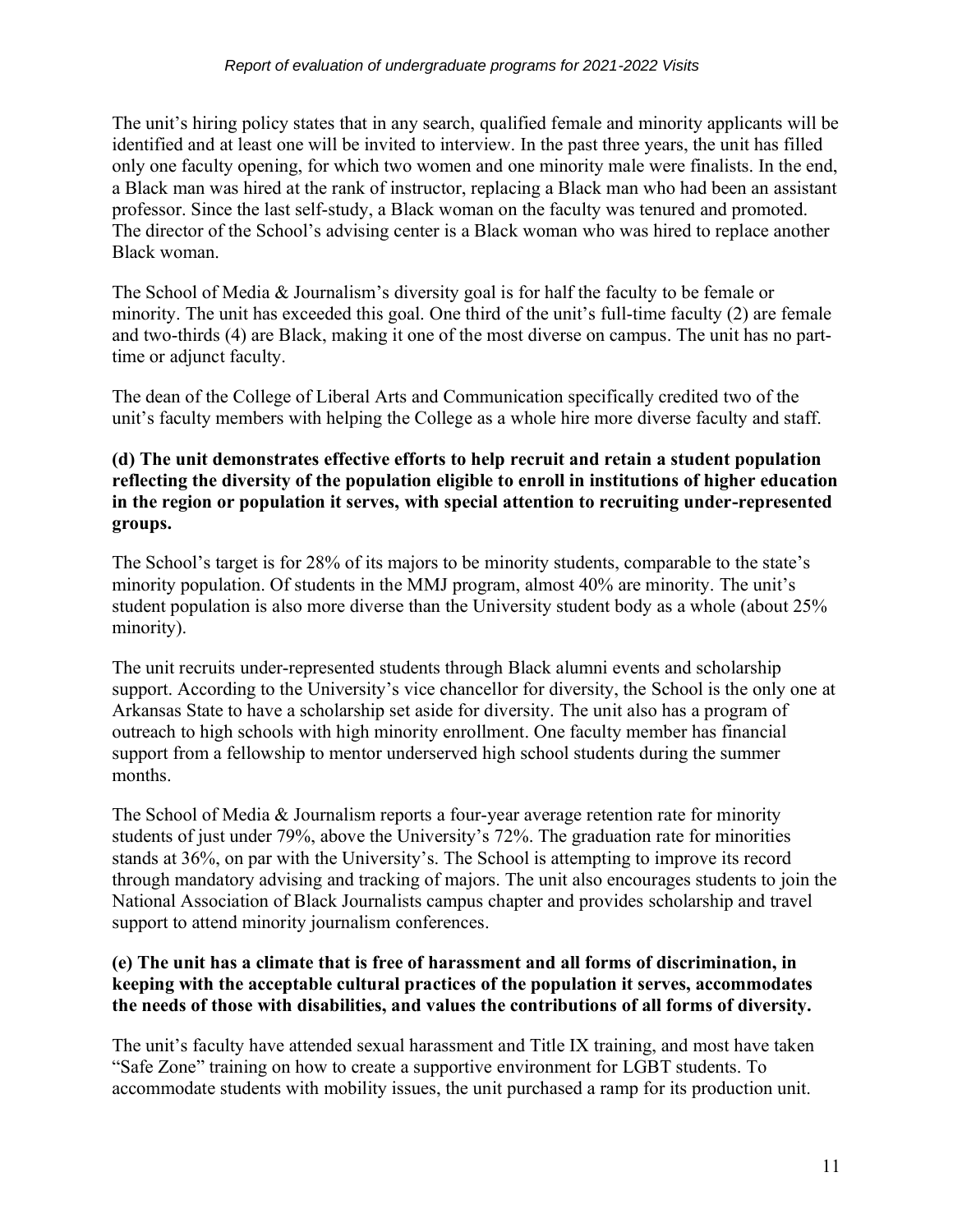The unit's hiring policy states that in any search, qualified female and minority applicants will be identified and at least one will be invited to interview. In the past three years, the unit has filled only one faculty opening, for which two women and one minority male were finalists. In the end, a Black man was hired at the rank of instructor, replacing a Black man who had been an assistant professor. Since the last self-study, a Black woman on the faculty was tenured and promoted. The director of the School's advising center is a Black woman who was hired to replace another Black woman.

The School of Media & Journalism's diversity goal is for half the faculty to be female or minority. The unit has exceeded this goal. One third of the unit's full-time faculty (2) are female and two-thirds (4) are Black, making it one of the most diverse on campus. The unit has no part-time or adjunct faculty.

The dean of the College of Liberal Arts and Communication specifically credited two of the unit's faculty members with helping the College as a whole hire more diverse faculty and staff.

**(d) The unit demonstrates effective efforts to help recruit and retain a student population reflecting the diversity of the population eligible to enroll in institutions of higher education in the region or population it serves, with special attention to recruiting under-represented groups.**

The School's target is for 28% of its majors to be minority students, comparable to the state's minority population. Of students in the MMJ program, almost 40% are minority. The unit's student population is also more diverse than the University student body as a whole (about 25% minority).

The unit recruits under-represented students through Black alumni events and scholarship support. According to the University's vice chancellor for diversity, the School is the only one at Arkansas State to have a scholarship set aside for diversity. The unit also has a program of outreach to high schools with high minority enrollment. One faculty member has financial support from a fellowship to mentor underserved high school students during the summer months.

The School of Media & Journalism reports a four-year average retention rate for minority students of just under 79%, above the University's 72%. The graduation rate for minorities stands at 36%, on par with the University's. The School is attempting to improve its record through mandatory advising and tracking of majors. The unit also encourages students to join the National Association of Black Journalists campus chapter and provides scholarship and travel support to attend minority journalism conferences.

**(e) The unit has a climate that is free of harassment and all forms of discrimination, in keeping with the acceptable cultural practices of the population it serves, accommodates the needs of those with disabilities, and values the contributions of all forms of diversity.**

The unit's faculty have attended sexual harassment and Title IX training, and most have taken "Safe Zone" training on how to create a supportive environment for LGBT students. To accommodate students with mobility issues, the unit purchased a ramp for its production unit.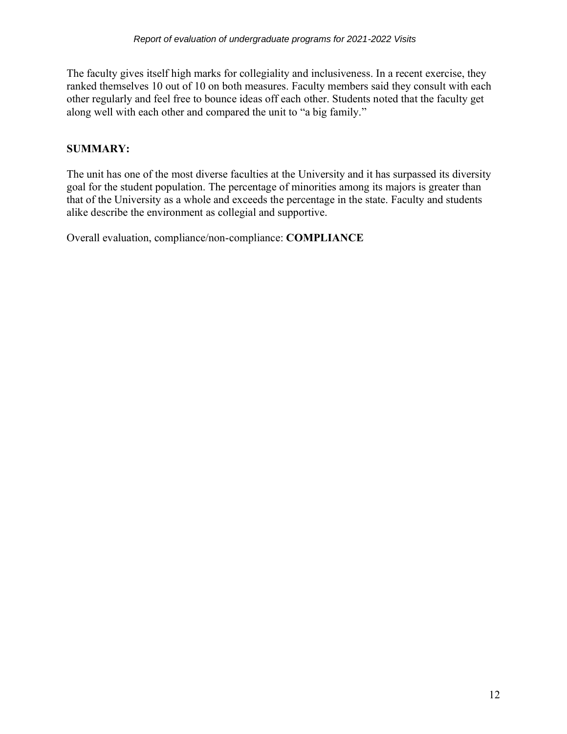The faculty gives itself high marks for collegiality and inclusiveness. In a recent exercise, they ranked themselves 10 out of 10 on both measures. Faculty members said they consult with each other regularly and feel free to bounce ideas off each other. Students noted that the faculty get along well with each other and compared the unit to "a big family."

**SUMMARY:**

The unit has one of the most diverse faculties at the University and it has surpassed its diversity goal for the student population. The percentage of minorities among its majors is greater than that of the University as a whole and exceeds the percentage in the state. Faculty and students alike describe the environment as collegial and supportive.

Overall evaluation, compliance/non-compliance: **COMPLIANCE**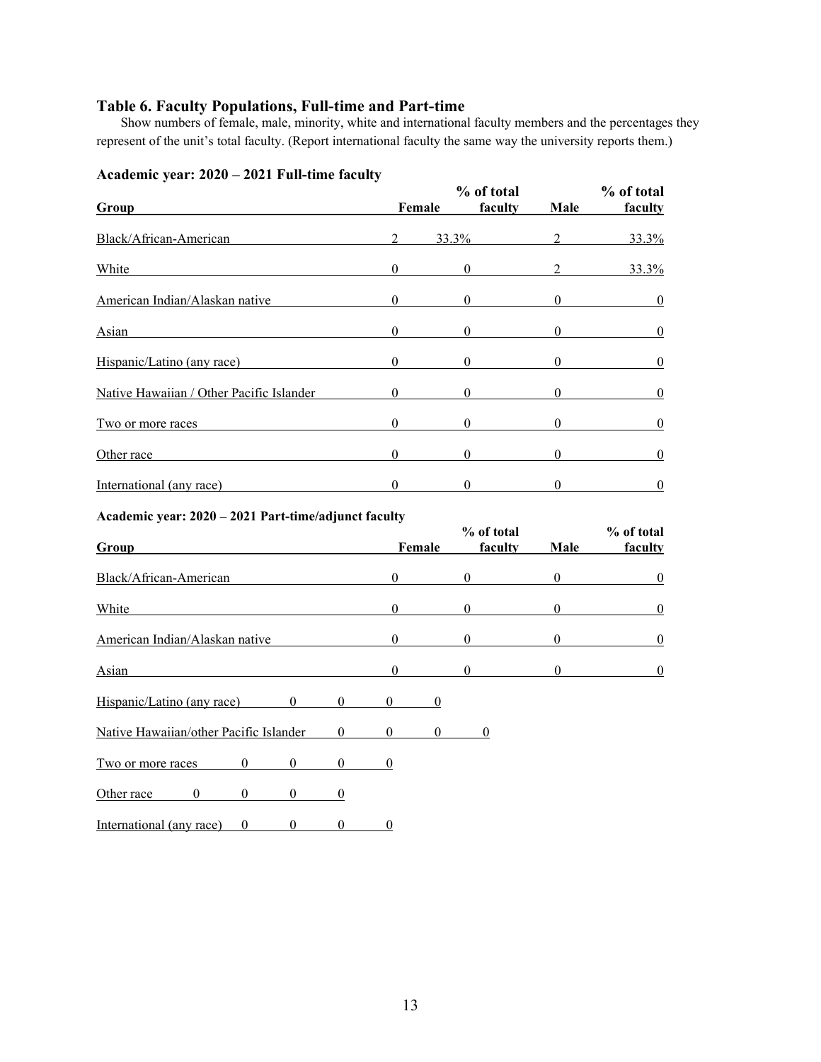## Table 6. Faculty Populations, Full-time and Part-time

Show numbers of female, male, minority, white and international faculty members and the percentages they represent of the unit's total faculty. (Report international faculty the same way the university reports them.)

### Academic year: 2020 – 2021 Full-time faculty

| Group | Female | % of total faculty | Male | % of total faculty |
|---|---|---|---|---|
| Black/African-American | 2 | 33.3% | 2 | 33.3% |
| White | 0 | 0 | 2 | 33.3% |
| American Indian/Alaskan native | 0 | 0 | 0 | 0 |
| Asian | 0 | 0 | 0 | 0 |
| Hispanic/Latino (any race) | 0 | 0 | 0 | 0 |
| Native Hawaiian / Other Pacific Islander | 0 | 0 | 0 | 0 |
| Two or more races | 0 | 0 | 0 | 0 |
| Other race | 0 | 0 | 0 | 0 |
| International (any race) | 0 | 0 | 0 | 0 |

### Academic year: 2020 – 2021 Part-time/adjunct faculty

| Group | Female | % of total faculty | Male | % of total faculty |
|---|---|---|---|---|
| Black/African-American | 0 | 0 | 0 | 0 |
| White | 0 | 0 | 0 | 0 |
| American Indian/Alaskan native | 0 | 0 | 0 | 0 |
| Asian | 0 | 0 | 0 | 0 |
| Hispanic/Latino (any race) | 0 | 0 | 0 | 0 |
| Native Hawaiian/other Pacific Islander | 0 | 0 | 0 | 0 |
| Two or more races | 0 | 0 | 0 | 0 |
| Other race | 0 | 0 | 0 | 0 |
| International (any race) | 0 | 0 | 0 | 0 |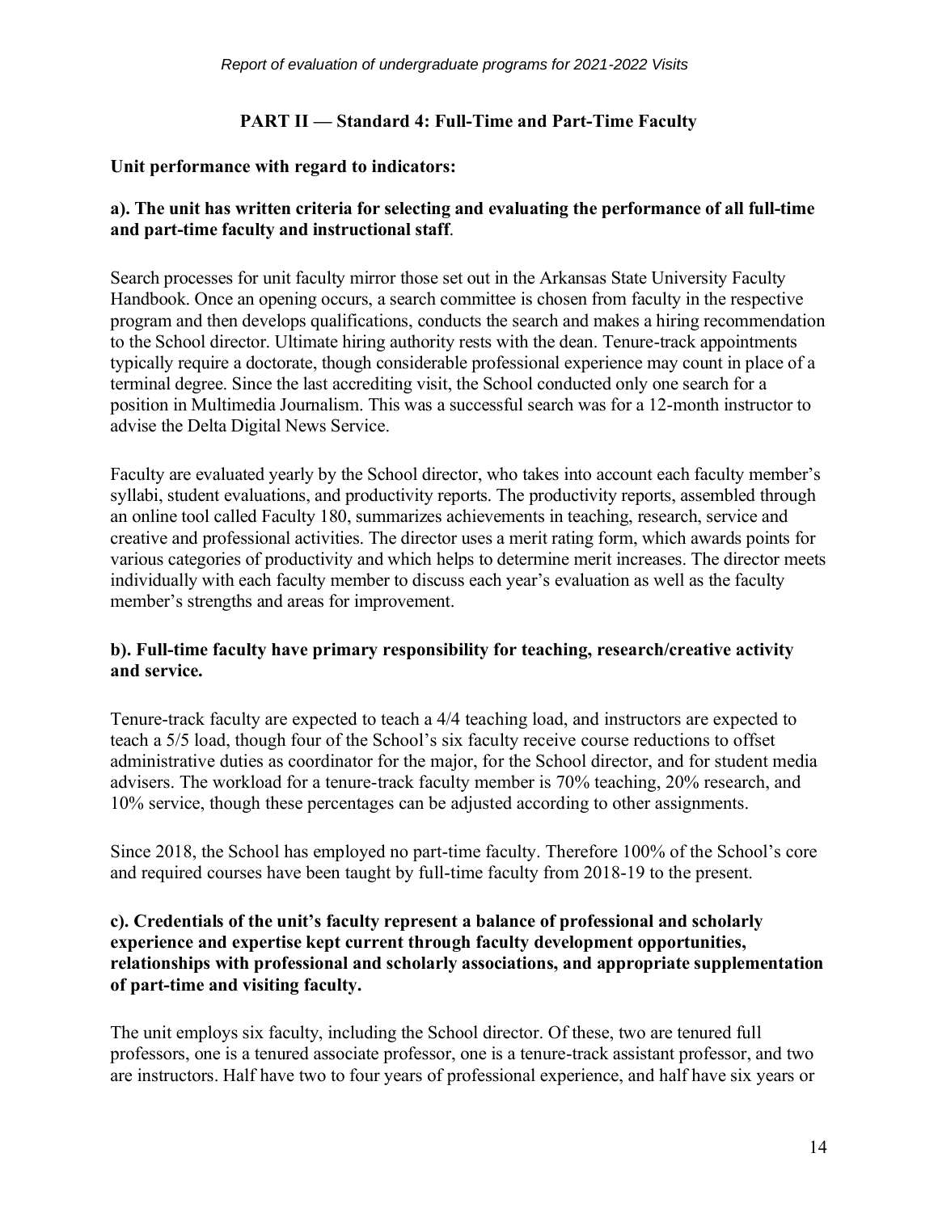## PART II — Standard 4: Full-Time and Part-Time Faculty

**Unit performance with regard to indicators:**

**a). The unit has written criteria for selecting and evaluating the performance of all full-time and part-time faculty and instructional staff**.

Search processes for unit faculty mirror those set out in the Arkansas State University Faculty Handbook. Once an opening occurs, a search committee is chosen from faculty in the respective program and then develops qualifications, conducts the search and makes a hiring recommendation to the School director. Ultimate hiring authority rests with the dean. Tenure-track appointments typically require a doctorate, though considerable professional experience may count in place of a terminal degree. Since the last accrediting visit, the School conducted only one search for a position in Multimedia Journalism. This was a successful search was for a 12-month instructor to advise the Delta Digital News Service.

Faculty are evaluated yearly by the School director, who takes into account each faculty member's syllabi, student evaluations, and productivity reports. The productivity reports, assembled through an online tool called Faculty 180, summarizes achievements in teaching, research, service and creative and professional activities. The director uses a merit rating form, which awards points for various categories of productivity and which helps to determine merit increases. The director meets individually with each faculty member to discuss each year's evaluation as well as the faculty member's strengths and areas for improvement.

**b). Full-time faculty have primary responsibility for teaching, research/creative activity and service.**

Tenure-track faculty are expected to teach a 4/4 teaching load, and instructors are expected to teach a 5/5 load, though four of the School's six faculty receive course reductions to offset administrative duties as coordinator for the major, for the School director, and for student media advisers. The workload for a tenure-track faculty member is 70% teaching, 20% research, and 10% service, though these percentages can be adjusted according to other assignments.

Since 2018, the School has employed no part-time faculty. Therefore 100% of the School's core and required courses have been taught by full-time faculty from 2018-19 to the present.

**c). Credentials of the unit's faculty represent a balance of professional and scholarly experience and expertise kept current through faculty development opportunities, relationships with professional and scholarly associations, and appropriate supplementation of part-time and visiting faculty.**

The unit employs six faculty, including the School director. Of these, two are tenured full professors, one is a tenured associate professor, one is a tenure-track assistant professor, and two are instructors. Half have two to four years of professional experience, and half have six years or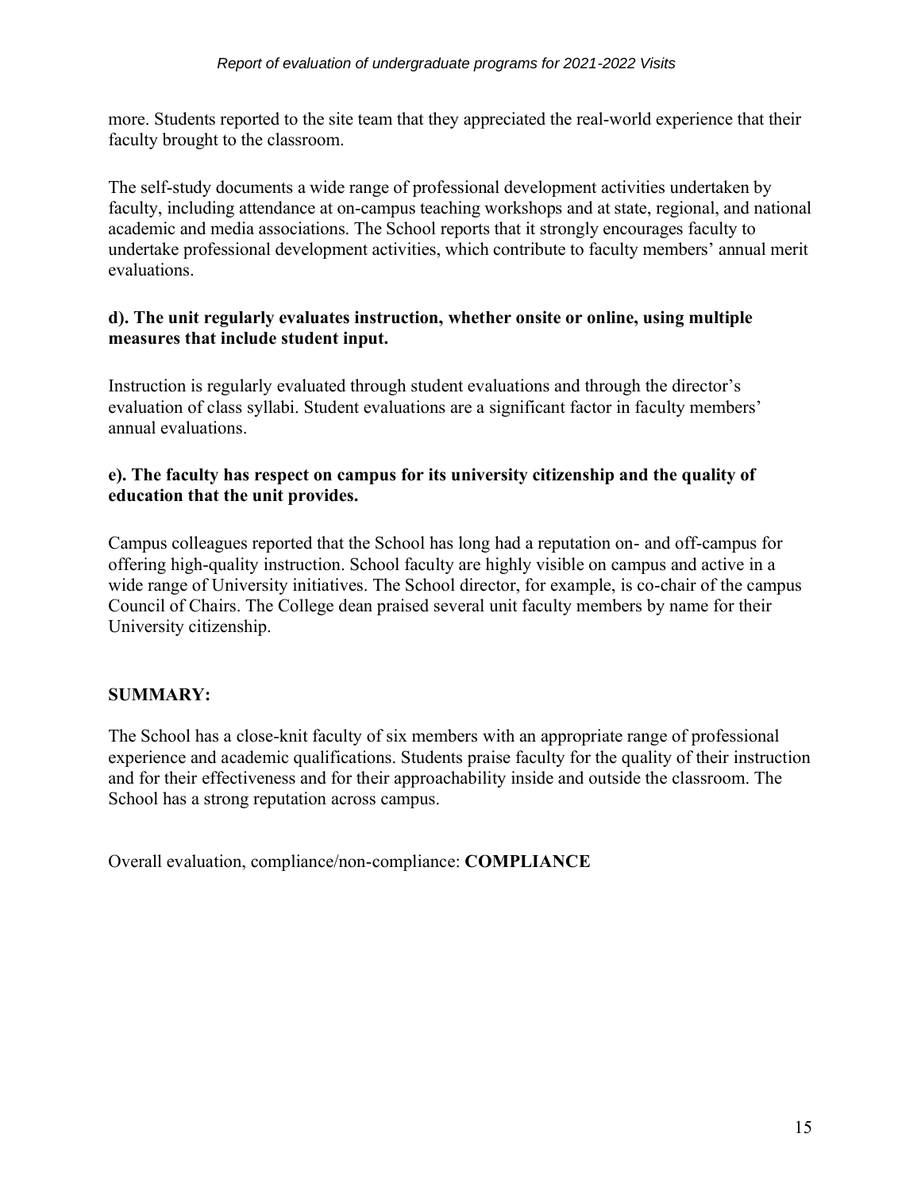more. Students reported to the site team that they appreciated the real-world experience that their faculty brought to the classroom.

The self-study documents a wide range of professional development activities undertaken by faculty, including attendance at on-campus teaching workshops and at state, regional, and national academic and media associations. The School reports that it strongly encourages faculty to undertake professional development activities, which contribute to faculty members' annual merit evaluations.

**d). The unit regularly evaluates instruction, whether onsite or online, using multiple measures that include student input.**

Instruction is regularly evaluated through student evaluations and through the director's evaluation of class syllabi. Student evaluations are a significant factor in faculty members' annual evaluations.

**e). The faculty has respect on campus for its university citizenship and the quality of education that the unit provides.**

Campus colleagues reported that the School has long had a reputation on- and off-campus for offering high-quality instruction. School faculty are highly visible on campus and active in a wide range of University initiatives. The School director, for example, is co-chair of the campus Council of Chairs. The College dean praised several unit faculty members by name for their University citizenship.

**SUMMARY:**

The School has a close-knit faculty of six members with an appropriate range of professional experience and academic qualifications. Students praise faculty for the quality of their instruction and for their effectiveness and for their approachability inside and outside the classroom. The School has a strong reputation across campus.

Overall evaluation, compliance/non-compliance: **COMPLIANCE**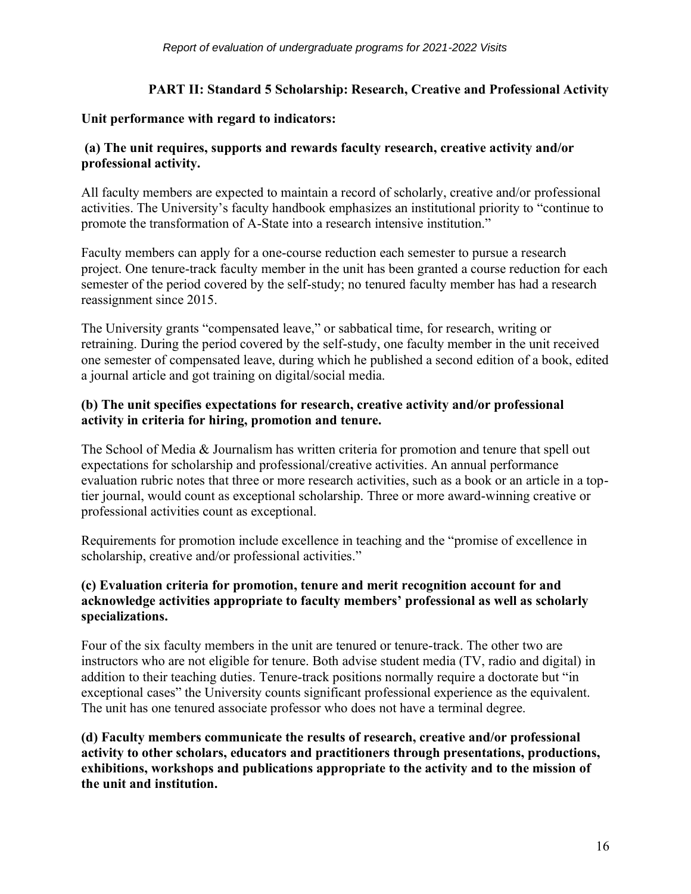## PART II: Standard 5 Scholarship: Research, Creative and Professional Activity

**Unit performance with regard to indicators:**

**(a) The unit requires, supports and rewards faculty research, creative activity and/or professional activity.**

All faculty members are expected to maintain a record of scholarly, creative and/or professional activities. The University's faculty handbook emphasizes an institutional priority to "continue to promote the transformation of A-State into a research intensive institution."

Faculty members can apply for a one-course reduction each semester to pursue a research project. One tenure-track faculty member in the unit has been granted a course reduction for each semester of the period covered by the self-study; no tenured faculty member has had a research reassignment since 2015.

The University grants "compensated leave," or sabbatical time, for research, writing or retraining. During the period covered by the self-study, one faculty member in the unit received one semester of compensated leave, during which he published a second edition of a book, edited a journal article and got training on digital/social media.

**(b) The unit specifies expectations for research, creative activity and/or professional activity in criteria for hiring, promotion and tenure.**

The School of Media & Journalism has written criteria for promotion and tenure that spell out expectations for scholarship and professional/creative activities. An annual performance evaluation rubric notes that three or more research activities, such as a book or an article in a top-tier journal, would count as exceptional scholarship. Three or more award-winning creative or professional activities count as exceptional.

Requirements for promotion include excellence in teaching and the "promise of excellence in scholarship, creative and/or professional activities."

**(c) Evaluation criteria for promotion, tenure and merit recognition account for and acknowledge activities appropriate to faculty members' professional as well as scholarly specializations.**

Four of the six faculty members in the unit are tenured or tenure-track. The other two are instructors who are not eligible for tenure. Both advise student media (TV, radio and digital) in addition to their teaching duties. Tenure-track positions normally require a doctorate but "in exceptional cases" the University counts significant professional experience as the equivalent. The unit has one tenured associate professor who does not have a terminal degree.

**(d) Faculty members communicate the results of research, creative and/or professional activity to other scholars, educators and practitioners through presentations, productions, exhibitions, workshops and publications appropriate to the activity and to the mission of the unit and institution.**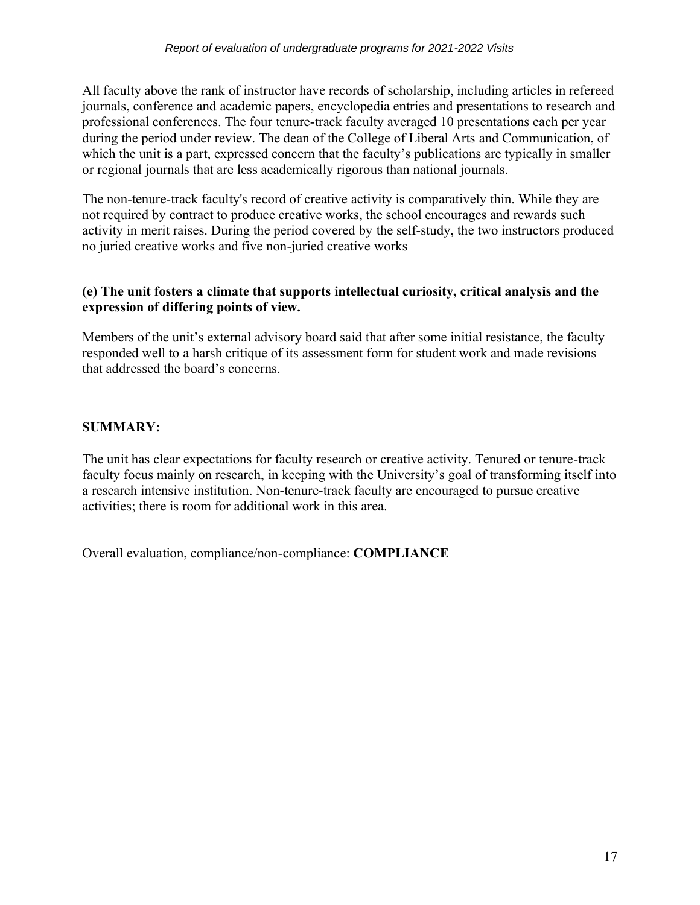All faculty above the rank of instructor have records of scholarship, including articles in refereed journals, conference and academic papers, encyclopedia entries and presentations to research and professional conferences. The four tenure-track faculty averaged 10 presentations each per year during the period under review. The dean of the College of Liberal Arts and Communication, of which the unit is a part, expressed concern that the faculty's publications are typically in smaller or regional journals that are less academically rigorous than national journals.

The non-tenure-track faculty's record of creative activity is comparatively thin. While they are not required by contract to produce creative works, the school encourages and rewards such activity in merit raises. During the period covered by the self-study, the two instructors produced no juried creative works and five non-juried creative works

**(e) The unit fosters a climate that supports intellectual curiosity, critical analysis and the expression of differing points of view.**

Members of the unit's external advisory board said that after some initial resistance, the faculty responded well to a harsh critique of its assessment form for student work and made revisions that addressed the board's concerns.

**SUMMARY:**

The unit has clear expectations for faculty research or creative activity. Tenured or tenure-track faculty focus mainly on research, in keeping with the University's goal of transforming itself into a research intensive institution. Non-tenure-track faculty are encouraged to pursue creative activities; there is room for additional work in this area.

Overall evaluation, compliance/non-compliance: **COMPLIANCE**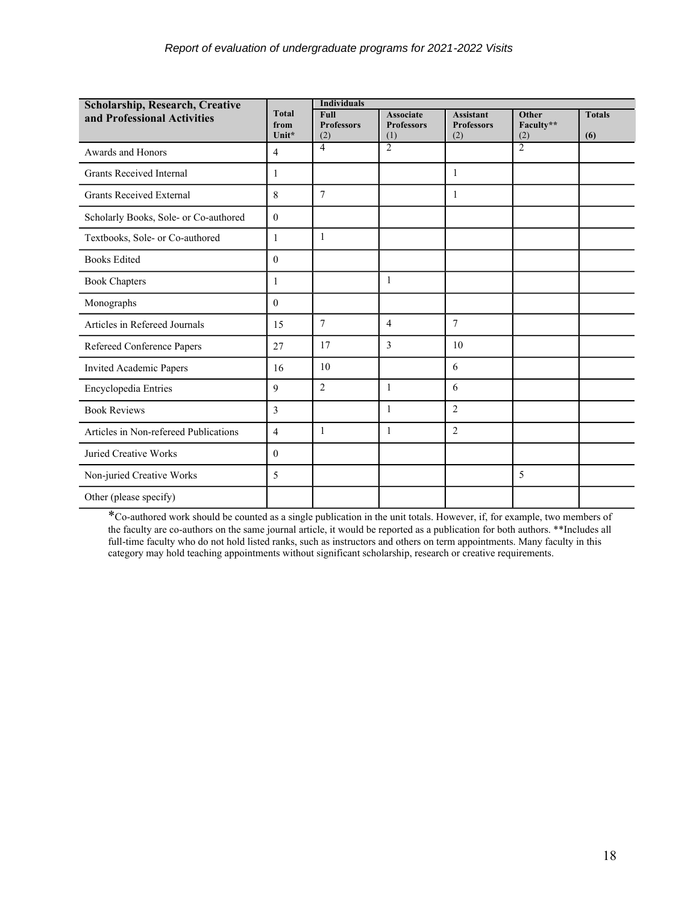| Scholarship, Research, Creative and Professional Activities | Total from Unit* | Individuals | | | | |
|---|---|---|---|---|---|---|
| | | Full Professors (2) | Associate Professors (1) | Assistant Professors (2) | Other Faculty** (2) | Totals (6) |
| Awards and Honors | 4 | 4 | 2 | | 2 | |
| Grants Received Internal | 1 | | | 1 | | |
| Grants Received External | 8 | 7 | | 1 | | |
| Scholarly Books, Sole- or Co-authored | 0 | | | | | |
| Textbooks, Sole- or Co-authored | 1 | 1 | | | | |
| Books Edited | 0 | | | | | |
| Book Chapters | 1 | | 1 | | | |
| Monographs | 0 | | | | | |
| Articles in Refereed Journals | 15 | 7 | 4 | 7 | | |
| Refereed Conference Papers | 27 | 17 | 3 | 10 | | |
| Invited Academic Papers | 16 | 10 | | 6 | | |
| Encyclopedia Entries | 9 | 2 | 1 | 6 | | |
| Book Reviews | 3 | | 1 | 2 | | |
| Articles in Non-refereed Publications | 4 | 1 | 1 | 2 | | |
| Juried Creative Works | 0 | | | | | |
| Non-juried Creative Works | 5 | | | | 5 | |
| Other (please specify) | | | | | | |

*Co-authored work should be counted as a single publication in the unit totals. However, if, for example, two members of the faculty are co-authors on the same journal article, it would be reported as a publication for both authors. **Includes all full-time faculty who do not hold listed ranks, such as instructors and others on term appointments. Many faculty in this category may hold teaching appointments without significant scholarship, research or creative requirements.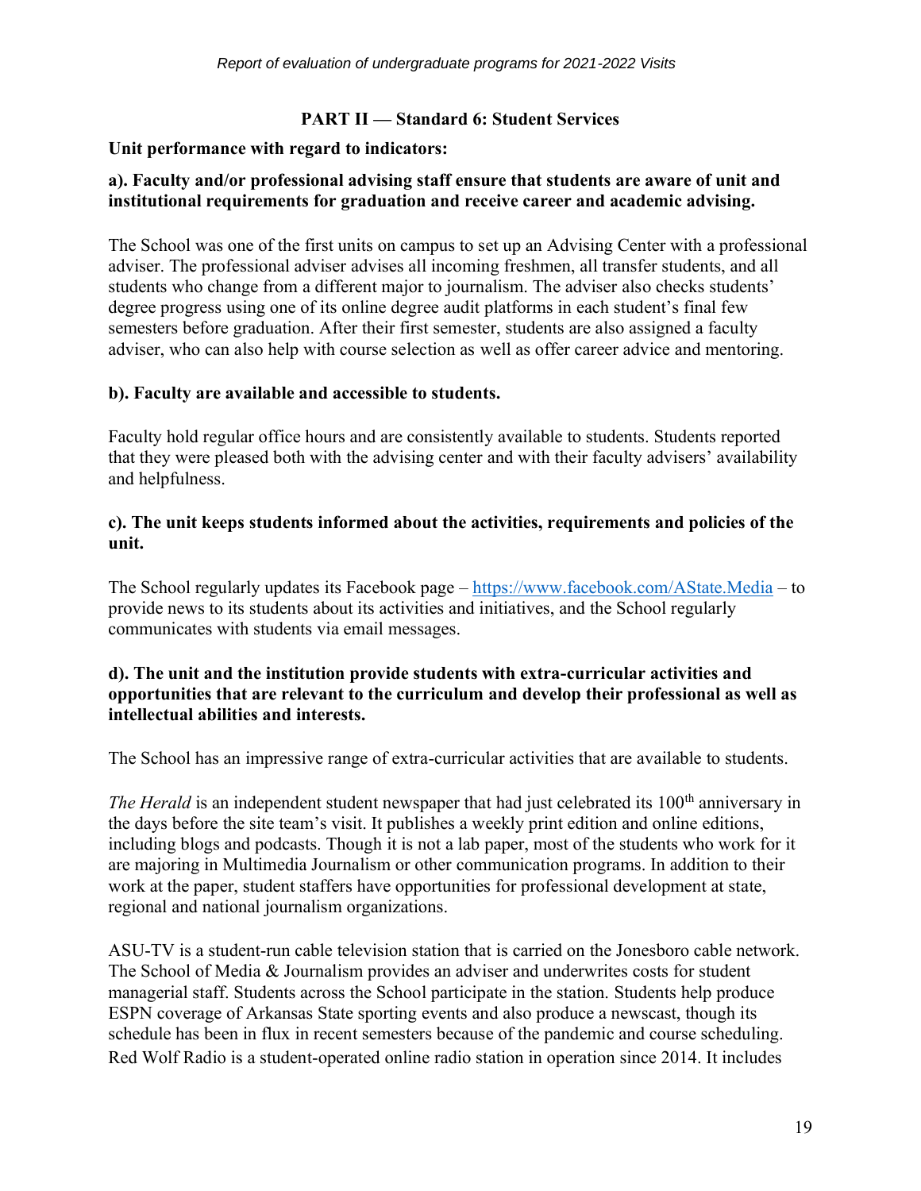## PART II — Standard 6: Student Services

**Unit performance with regard to indicators:**

**a). Faculty and/or professional advising staff ensure that students are aware of unit and institutional requirements for graduation and receive career and academic advising.**

The School was one of the first units on campus to set up an Advising Center with a professional adviser. The professional adviser advises all incoming freshmen, all transfer students, and all students who change from a different major to journalism. The adviser also checks students' degree progress using one of its online degree audit platforms in each student's final few semesters before graduation. After their first semester, students are also assigned a faculty adviser, who can also help with course selection as well as offer career advice and mentoring.

**b). Faculty are available and accessible to students.**

Faculty hold regular office hours and are consistently available to students. Students reported that they were pleased both with the advising center and with their faculty advisers' availability and helpfulness.

**c). The unit keeps students informed about the activities, requirements and policies of the unit.**

The School regularly updates its Facebook page – https://www.facebook.com/AState.Media – to provide news to its students about its activities and initiatives, and the School regularly communicates with students via email messages.

**d). The unit and the institution provide students with extra-curricular activities and opportunities that are relevant to the curriculum and develop their professional as well as intellectual abilities and interests.**

The School has an impressive range of extra-curricular activities that are available to students.

*The Herald* is an independent student newspaper that had just celebrated its 100th anniversary in the days before the site team's visit. It publishes a weekly print edition and online editions, including blogs and podcasts. Though it is not a lab paper, most of the students who work for it are majoring in Multimedia Journalism or other communication programs. In addition to their work at the paper, student staffers have opportunities for professional development at state, regional and national journalism organizations.

ASU-TV is a student-run cable television station that is carried on the Jonesboro cable network. The School of Media & Journalism provides an adviser and underwrites costs for student managerial staff. Students across the School participate in the station. Students help produce ESPN coverage of Arkansas State sporting events and also produce a newscast, though its schedule has been in flux in recent semesters because of the pandemic and course scheduling. Red Wolf Radio is a student-operated online radio station in operation since 2014. It includes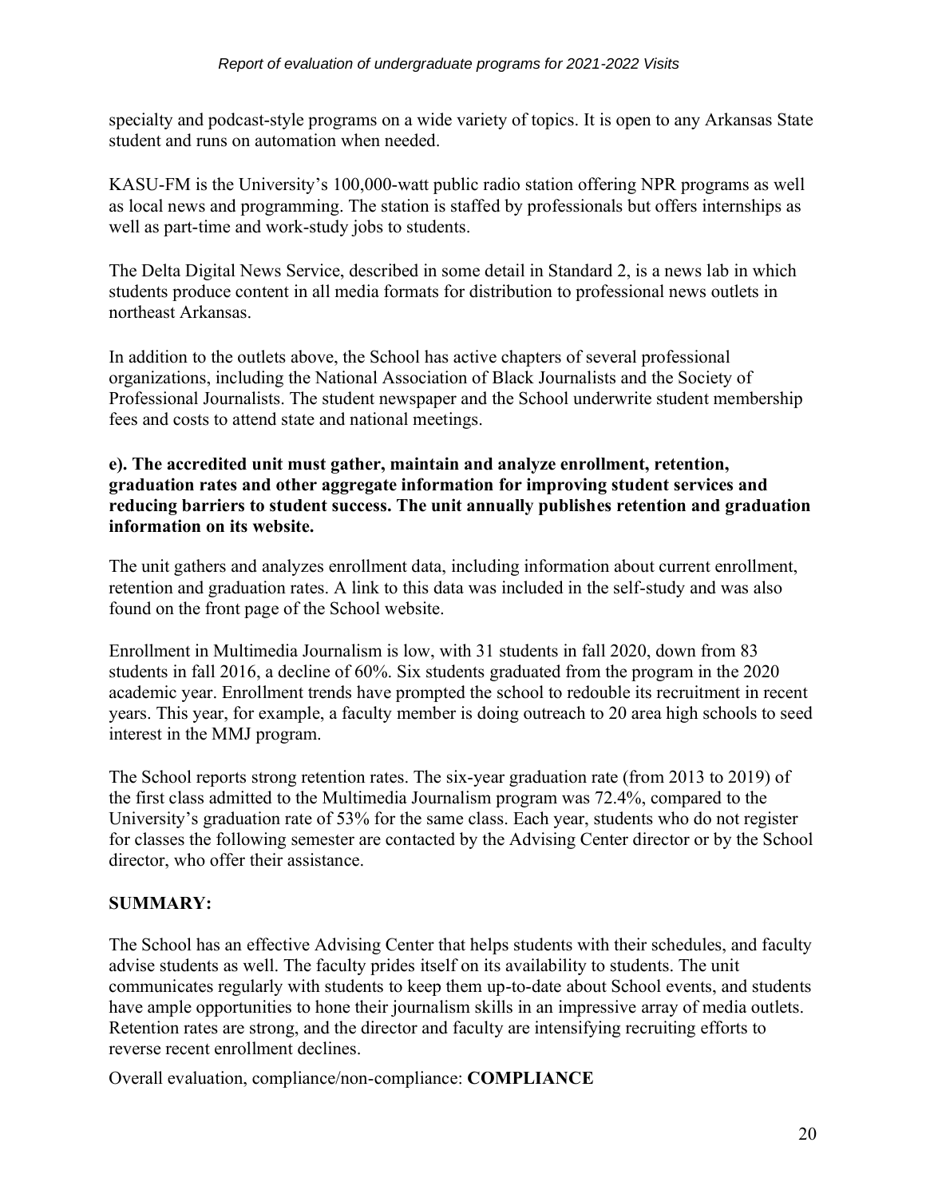specialty and podcast-style programs on a wide variety of topics. It is open to any Arkansas State student and runs on automation when needed.

KASU-FM is the University's 100,000-watt public radio station offering NPR programs as well as local news and programming. The station is staffed by professionals but offers internships as well as part-time and work-study jobs to students.

The Delta Digital News Service, described in some detail in Standard 2, is a news lab in which students produce content in all media formats for distribution to professional news outlets in northeast Arkansas.

In addition to the outlets above, the School has active chapters of several professional organizations, including the National Association of Black Journalists and the Society of Professional Journalists. The student newspaper and the School underwrite student membership fees and costs to attend state and national meetings.

**e). The accredited unit must gather, maintain and analyze enrollment, retention, graduation rates and other aggregate information for improving student services and reducing barriers to student success. The unit annually publishes retention and graduation information on its website.**

The unit gathers and analyzes enrollment data, including information about current enrollment, retention and graduation rates. A link to this data was included in the self-study and was also found on the front page of the School website.

Enrollment in Multimedia Journalism is low, with 31 students in fall 2020, down from 83 students in fall 2016, a decline of 60%. Six students graduated from the program in the 2020 academic year. Enrollment trends have prompted the school to redouble its recruitment in recent years. This year, for example, a faculty member is doing outreach to 20 area high schools to seed interest in the MMJ program.

The School reports strong retention rates. The six-year graduation rate (from 2013 to 2019) of the first class admitted to the Multimedia Journalism program was 72.4%, compared to the University's graduation rate of 53% for the same class. Each year, students who do not register for classes the following semester are contacted by the Advising Center director or by the School director, who offer their assistance.

**SUMMARY:**

The School has an effective Advising Center that helps students with their schedules, and faculty advise students as well. The faculty prides itself on its availability to students. The unit communicates regularly with students to keep them up-to-date about School events, and students have ample opportunities to hone their journalism skills in an impressive array of media outlets. Retention rates are strong, and the director and faculty are intensifying recruiting efforts to reverse recent enrollment declines.

Overall evaluation, compliance/non-compliance: **COMPLIANCE**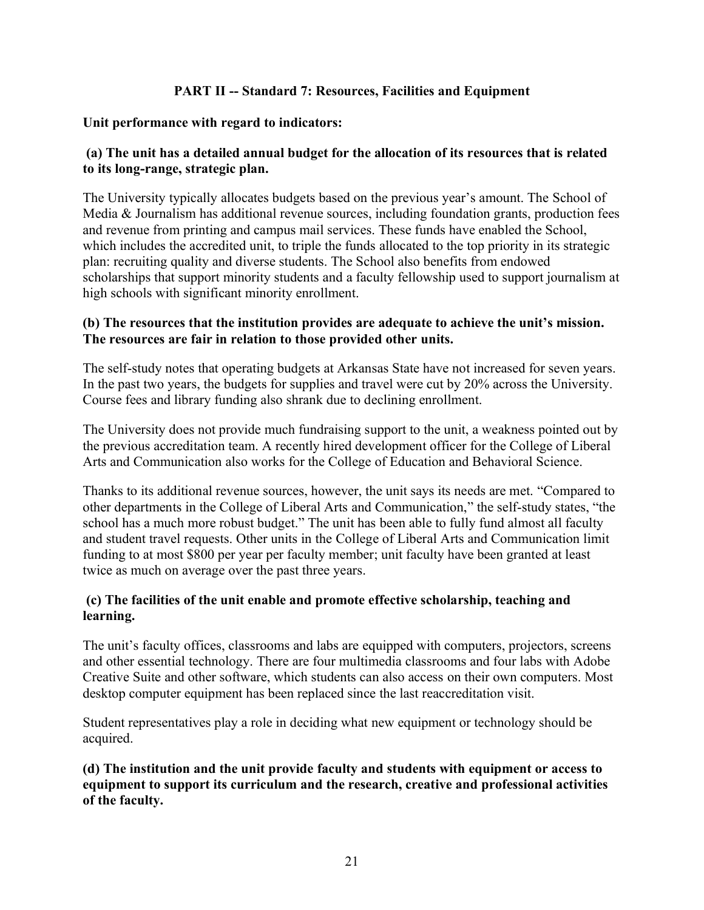## PART II -- Standard 7: Resources, Facilities and Equipment

**Unit performance with regard to indicators:**

**(a) The unit has a detailed annual budget for the allocation of its resources that is related to its long-range, strategic plan.**

The University typically allocates budgets based on the previous year's amount. The School of Media & Journalism has additional revenue sources, including foundation grants, production fees and revenue from printing and campus mail services. These funds have enabled the School, which includes the accredited unit, to triple the funds allocated to the top priority in its strategic plan: recruiting quality and diverse students. The School also benefits from endowed scholarships that support minority students and a faculty fellowship used to support journalism at high schools with significant minority enrollment.

**(b) The resources that the institution provides are adequate to achieve the unit's mission. The resources are fair in relation to those provided other units.**

The self-study notes that operating budgets at Arkansas State have not increased for seven years. In the past two years, the budgets for supplies and travel were cut by 20% across the University. Course fees and library funding also shrank due to declining enrollment.

The University does not provide much fundraising support to the unit, a weakness pointed out by the previous accreditation team. A recently hired development officer for the College of Liberal Arts and Communication also works for the College of Education and Behavioral Science.

Thanks to its additional revenue sources, however, the unit says its needs are met. "Compared to other departments in the College of Liberal Arts and Communication," the self-study states, "the school has a much more robust budget." The unit has been able to fully fund almost all faculty and student travel requests. Other units in the College of Liberal Arts and Communication limit funding to at most $800 per year per faculty member; unit faculty have been granted at least twice as much on average over the past three years.

**(c) The facilities of the unit enable and promote effective scholarship, teaching and learning.**

The unit's faculty offices, classrooms and labs are equipped with computers, projectors, screens and other essential technology. There are four multimedia classrooms and four labs with Adobe Creative Suite and other software, which students can also access on their own computers. Most desktop computer equipment has been replaced since the last reaccreditation visit.

Student representatives play a role in deciding what new equipment or technology should be acquired.

**(d) The institution and the unit provide faculty and students with equipment or access to equipment to support its curriculum and the research, creative and professional activities of the faculty.**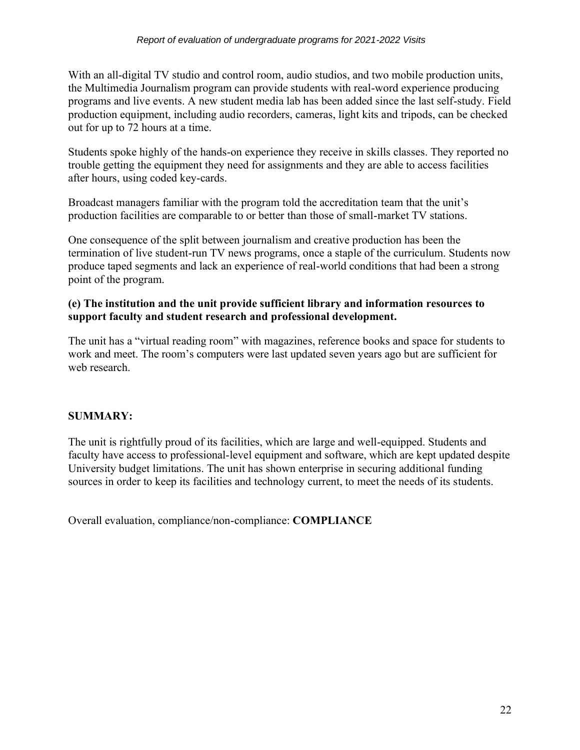With an all-digital TV studio and control room, audio studios, and two mobile production units, the Multimedia Journalism program can provide students with real-word experience producing programs and live events. A new student media lab has been added since the last self-study. Field production equipment, including audio recorders, cameras, light kits and tripods, can be checked out for up to 72 hours at a time.

Students spoke highly of the hands-on experience they receive in skills classes. They reported no trouble getting the equipment they need for assignments and they are able to access facilities after hours, using coded key-cards.

Broadcast managers familiar with the program told the accreditation team that the unit's production facilities are comparable to or better than those of small-market TV stations.

One consequence of the split between journalism and creative production has been the termination of live student-run TV news programs, once a staple of the curriculum. Students now produce taped segments and lack an experience of real-world conditions that had been a strong point of the program.

**(e) The institution and the unit provide sufficient library and information resources to support faculty and student research and professional development.**

The unit has a "virtual reading room" with magazines, reference books and space for students to work and meet. The room's computers were last updated seven years ago but are sufficient for web research.

**SUMMARY:**

The unit is rightfully proud of its facilities, which are large and well-equipped. Students and faculty have access to professional-level equipment and software, which are kept updated despite University budget limitations. The unit has shown enterprise in securing additional funding sources in order to keep its facilities and technology current, to meet the needs of its students.

Overall evaluation, compliance/non-compliance: **COMPLIANCE**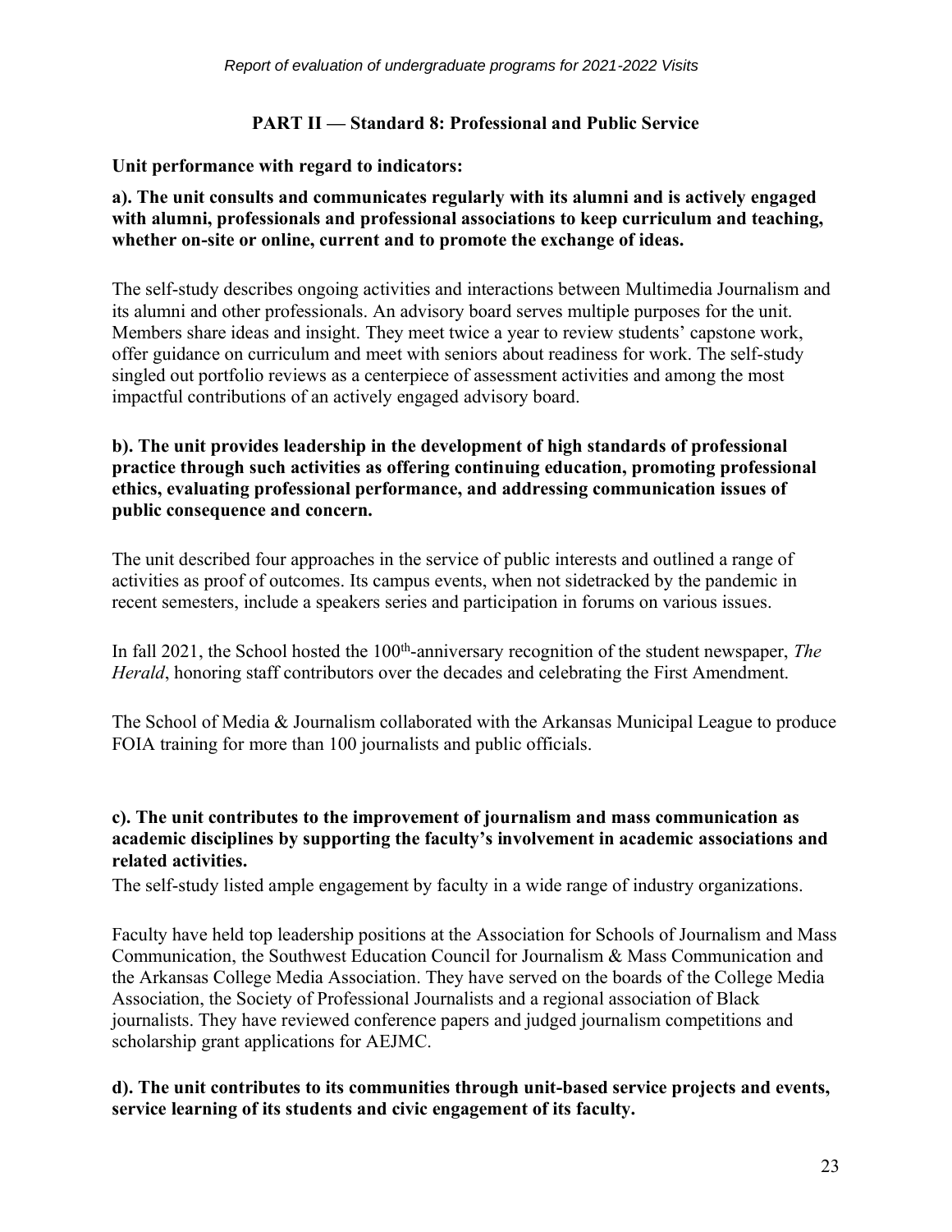## PART II — Standard 8: Professional and Public Service

**Unit performance with regard to indicators:**

**a). The unit consults and communicates regularly with its alumni and is actively engaged with alumni, professionals and professional associations to keep curriculum and teaching, whether on-site or online, current and to promote the exchange of ideas.**

The self-study describes ongoing activities and interactions between Multimedia Journalism and its alumni and other professionals. An advisory board serves multiple purposes for the unit. Members share ideas and insight. They meet twice a year to review students' capstone work, offer guidance on curriculum and meet with seniors about readiness for work. The self-study singled out portfolio reviews as a centerpiece of assessment activities and among the most impactful contributions of an actively engaged advisory board.

**b). The unit provides leadership in the development of high standards of professional practice through such activities as offering continuing education, promoting professional ethics, evaluating professional performance, and addressing communication issues of public consequence and concern.**

The unit described four approaches in the service of public interests and outlined a range of activities as proof of outcomes. Its campus events, when not sidetracked by the pandemic in recent semesters, include a speakers series and participation in forums on various issues.

In fall 2021, the School hosted the 100th-anniversary recognition of the student newspaper, *The Herald*, honoring staff contributors over the decades and celebrating the First Amendment.

The School of Media & Journalism collaborated with the Arkansas Municipal League to produce FOIA training for more than 100 journalists and public officials.

**c). The unit contributes to the improvement of journalism and mass communication as academic disciplines by supporting the faculty's involvement in academic associations and related activities.**

The self-study listed ample engagement by faculty in a wide range of industry organizations.

Faculty have held top leadership positions at the Association for Schools of Journalism and Mass Communication, the Southwest Education Council for Journalism & Mass Communication and the Arkansas College Media Association. They have served on the boards of the College Media Association, the Society of Professional Journalists and a regional association of Black journalists. They have reviewed conference papers and judged journalism competitions and scholarship grant applications for AEJMC.

**d). The unit contributes to its communities through unit-based service projects and events, service learning of its students and civic engagement of its faculty.**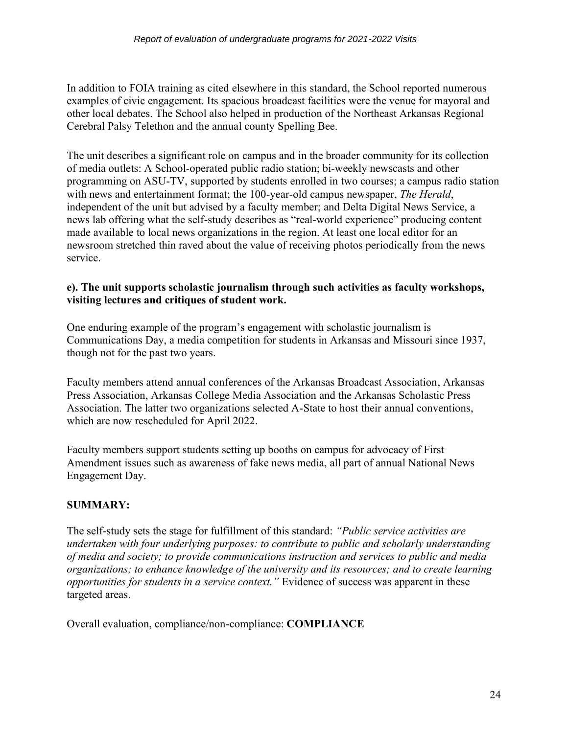In addition to FOIA training as cited elsewhere in this standard, the School reported numerous examples of civic engagement. Its spacious broadcast facilities were the venue for mayoral and other local debates. The School also helped in production of the Northeast Arkansas Regional Cerebral Palsy Telethon and the annual county Spelling Bee.

The unit describes a significant role on campus and in the broader community for its collection of media outlets: A School-operated public radio station; bi-weekly newscasts and other programming on ASU-TV, supported by students enrolled in two courses; a campus radio station with news and entertainment format; the 100-year-old campus newspaper, *The Herald*, independent of the unit but advised by a faculty member; and Delta Digital News Service, a news lab offering what the self-study describes as "real-world experience" producing content made available to local news organizations in the region. At least one local editor for an newsroom stretched thin raved about the value of receiving photos periodically from the news service.

**e). The unit supports scholastic journalism through such activities as faculty workshops, visiting lectures and critiques of student work.**

One enduring example of the program's engagement with scholastic journalism is Communications Day, a media competition for students in Arkansas and Missouri since 1937, though not for the past two years.

Faculty members attend annual conferences of the Arkansas Broadcast Association, Arkansas Press Association, Arkansas College Media Association and the Arkansas Scholastic Press Association. The latter two organizations selected A-State to host their annual conventions, which are now rescheduled for April 2022.

Faculty members support students setting up booths on campus for advocacy of First Amendment issues such as awareness of fake news media, all part of annual National News Engagement Day.

**SUMMARY:**

The self-study sets the stage for fulfillment of this standard: *"Public service activities are undertaken with four underlying purposes: to contribute to public and scholarly understanding of media and society; to provide communications instruction and services to public and media organizations; to enhance knowledge of the university and its resources; and to create learning opportunities for students in a service context."* Evidence of success was apparent in these targeted areas.

Overall evaluation, compliance/non-compliance: **COMPLIANCE**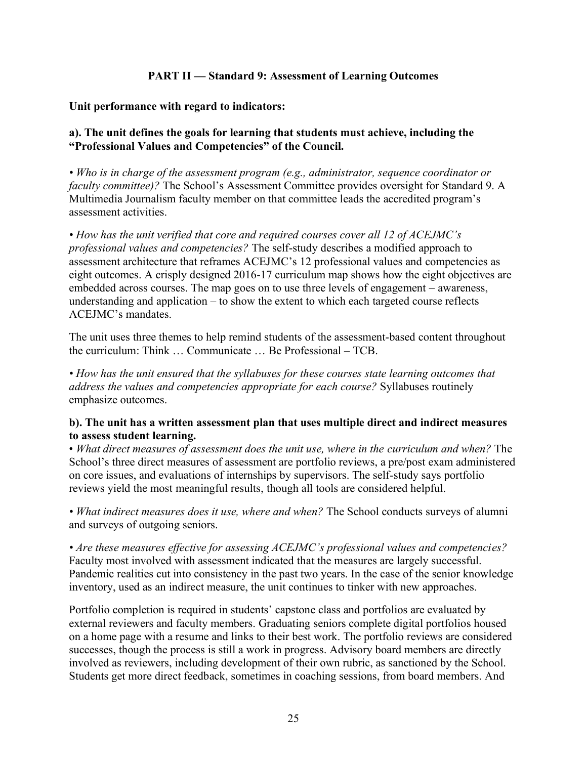## PART II — Standard 9: Assessment of Learning Outcomes

**Unit performance with regard to indicators:**

**a). The unit defines the goals for learning that students must achieve, including the "Professional Values and Competencies" of the Council.**

• *Who is in charge of the assessment program (e.g., administrator, sequence coordinator or faculty committee)?* The School's Assessment Committee provides oversight for Standard 9. A Multimedia Journalism faculty member on that committee leads the accredited program's assessment activities.

• *How has the unit verified that core and required courses cover all 12 of ACEJMC's professional values and competencies?* The self-study describes a modified approach to assessment architecture that reframes ACEJMC's 12 professional values and competencies as eight outcomes. A crisply designed 2016-17 curriculum map shows how the eight objectives are embedded across courses. The map goes on to use three levels of engagement – awareness, understanding and application – to show the extent to which each targeted course reflects ACEJMC's mandates.

The unit uses three themes to help remind students of the assessment-based content throughout the curriculum: Think … Communicate … Be Professional – TCB.

• *How has the unit ensured that the syllabuses for these courses state learning outcomes that address the values and competencies appropriate for each course?* Syllabuses routinely emphasize outcomes.

**b). The unit has a written assessment plan that uses multiple direct and indirect measures to assess student learning.**

• *What direct measures of assessment does the unit use, where in the curriculum and when?* The School's three direct measures of assessment are portfolio reviews, a pre/post exam administered on core issues, and evaluations of internships by supervisors. The self-study says portfolio reviews yield the most meaningful results, though all tools are considered helpful.

• *What indirect measures does it use, where and when?* The School conducts surveys of alumni and surveys of outgoing seniors.

• *Are these measures effective for assessing ACEJMC's professional values and competencies?* Faculty most involved with assessment indicated that the measures are largely successful. Pandemic realities cut into consistency in the past two years. In the case of the senior knowledge inventory, used as an indirect measure, the unit continues to tinker with new approaches.

Portfolio completion is required in students' capstone class and portfolios are evaluated by external reviewers and faculty members. Graduating seniors complete digital portfolios housed on a home page with a resume and links to their best work. The portfolio reviews are considered successes, though the process is still a work in progress. Advisory board members are directly involved as reviewers, including development of their own rubric, as sanctioned by the School. Students get more direct feedback, sometimes in coaching sessions, from board members. And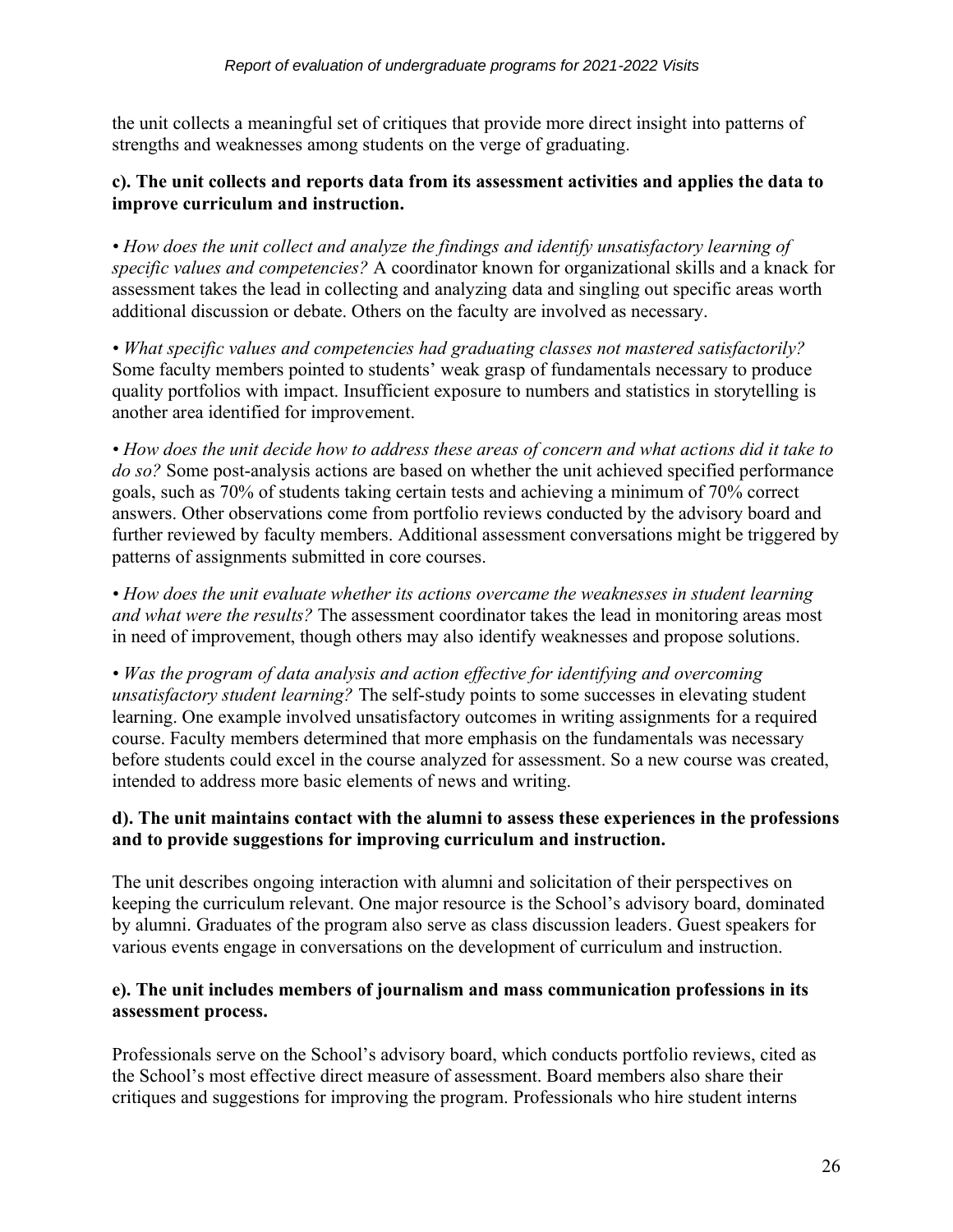the unit collects a meaningful set of critiques that provide more direct insight into patterns of strengths and weaknesses among students on the verge of graduating.

**c). The unit collects and reports data from its assessment activities and applies the data to improve curriculum and instruction.**

• *How does the unit collect and analyze the findings and identify unsatisfactory learning of specific values and competencies?* A coordinator known for organizational skills and a knack for assessment takes the lead in collecting and analyzing data and singling out specific areas worth additional discussion or debate. Others on the faculty are involved as necessary.

• *What specific values and competencies had graduating classes not mastered satisfactorily?* Some faculty members pointed to students' weak grasp of fundamentals necessary to produce quality portfolios with impact. Insufficient exposure to numbers and statistics in storytelling is another area identified for improvement.

• *How does the unit decide how to address these areas of concern and what actions did it take to do so?* Some post-analysis actions are based on whether the unit achieved specified performance goals, such as 70% of students taking certain tests and achieving a minimum of 70% correct answers. Other observations come from portfolio reviews conducted by the advisory board and further reviewed by faculty members. Additional assessment conversations might be triggered by patterns of assignments submitted in core courses.

• *How does the unit evaluate whether its actions overcame the weaknesses in student learning and what were the results?* The assessment coordinator takes the lead in monitoring areas most in need of improvement, though others may also identify weaknesses and propose solutions.

• *Was the program of data analysis and action effective for identifying and overcoming unsatisfactory student learning?* The self-study points to some successes in elevating student learning. One example involved unsatisfactory outcomes in writing assignments for a required course. Faculty members determined that more emphasis on the fundamentals was necessary before students could excel in the course analyzed for assessment. So a new course was created, intended to address more basic elements of news and writing.

**d). The unit maintains contact with the alumni to assess these experiences in the professions and to provide suggestions for improving curriculum and instruction.**

The unit describes ongoing interaction with alumni and solicitation of their perspectives on keeping the curriculum relevant. One major resource is the School's advisory board, dominated by alumni. Graduates of the program also serve as class discussion leaders. Guest speakers for various events engage in conversations on the development of curriculum and instruction.

**e). The unit includes members of journalism and mass communication professions in its assessment process.**

Professionals serve on the School's advisory board, which conducts portfolio reviews, cited as the School's most effective direct measure of assessment. Board members also share their critiques and suggestions for improving the program. Professionals who hire student interns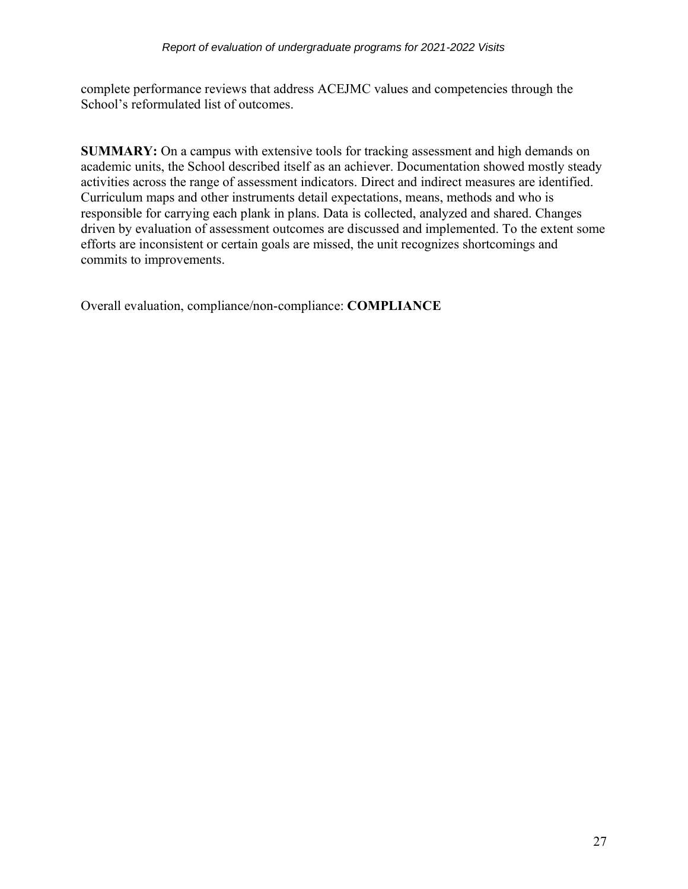complete performance reviews that address ACEJMC values and competencies through the School's reformulated list of outcomes.

**SUMMARY:** On a campus with extensive tools for tracking assessment and high demands on academic units, the School described itself as an achiever. Documentation showed mostly steady activities across the range of assessment indicators. Direct and indirect measures are identified. Curriculum maps and other instruments detail expectations, means, methods and who is responsible for carrying each plank in plans. Data is collected, analyzed and shared. Changes driven by evaluation of assessment outcomes are discussed and implemented. To the extent some efforts are inconsistent or certain goals are missed, the unit recognizes shortcomings and commits to improvements.

Overall evaluation, compliance/non-compliance: **COMPLIANCE**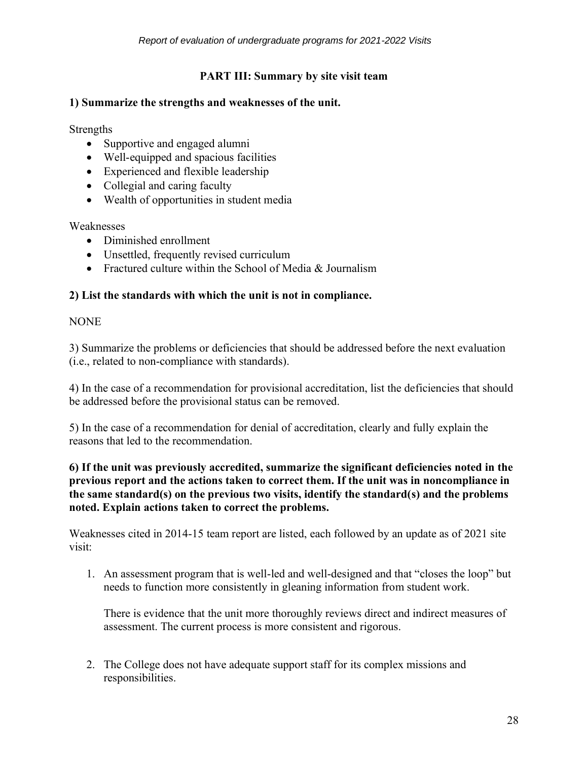## PART III: Summary by site visit team

**1) Summarize the strengths and weaknesses of the unit.**

Strengths

- Supportive and engaged alumni
- Well-equipped and spacious facilities
- Experienced and flexible leadership
- Collegial and caring faculty
- Wealth of opportunities in student media

Weaknesses

- Diminished enrollment
- Unsettled, frequently revised curriculum
- Fractured culture within the School of Media & Journalism

**2) List the standards with which the unit is not in compliance.**

NONE

3) Summarize the problems or deficiencies that should be addressed before the next evaluation (i.e., related to non-compliance with standards).

4) In the case of a recommendation for provisional accreditation, list the deficiencies that should be addressed before the provisional status can be removed.

5) In the case of a recommendation for denial of accreditation, clearly and fully explain the reasons that led to the recommendation.

**6) If the unit was previously accredited, summarize the significant deficiencies noted in the previous report and the actions taken to correct them. If the unit was in noncompliance in the same standard(s) on the previous two visits, identify the standard(s) and the problems noted. Explain actions taken to correct the problems.**

Weaknesses cited in 2014-15 team report are listed, each followed by an update as of 2021 site visit:

1. An assessment program that is well-led and well-designed and that "closes the loop" but needs to function more consistently in gleaning information from student work.

   There is evidence that the unit more thoroughly reviews direct and indirect measures of assessment. The current process is more consistent and rigorous.

2. The College does not have adequate support staff for its complex missions and responsibilities.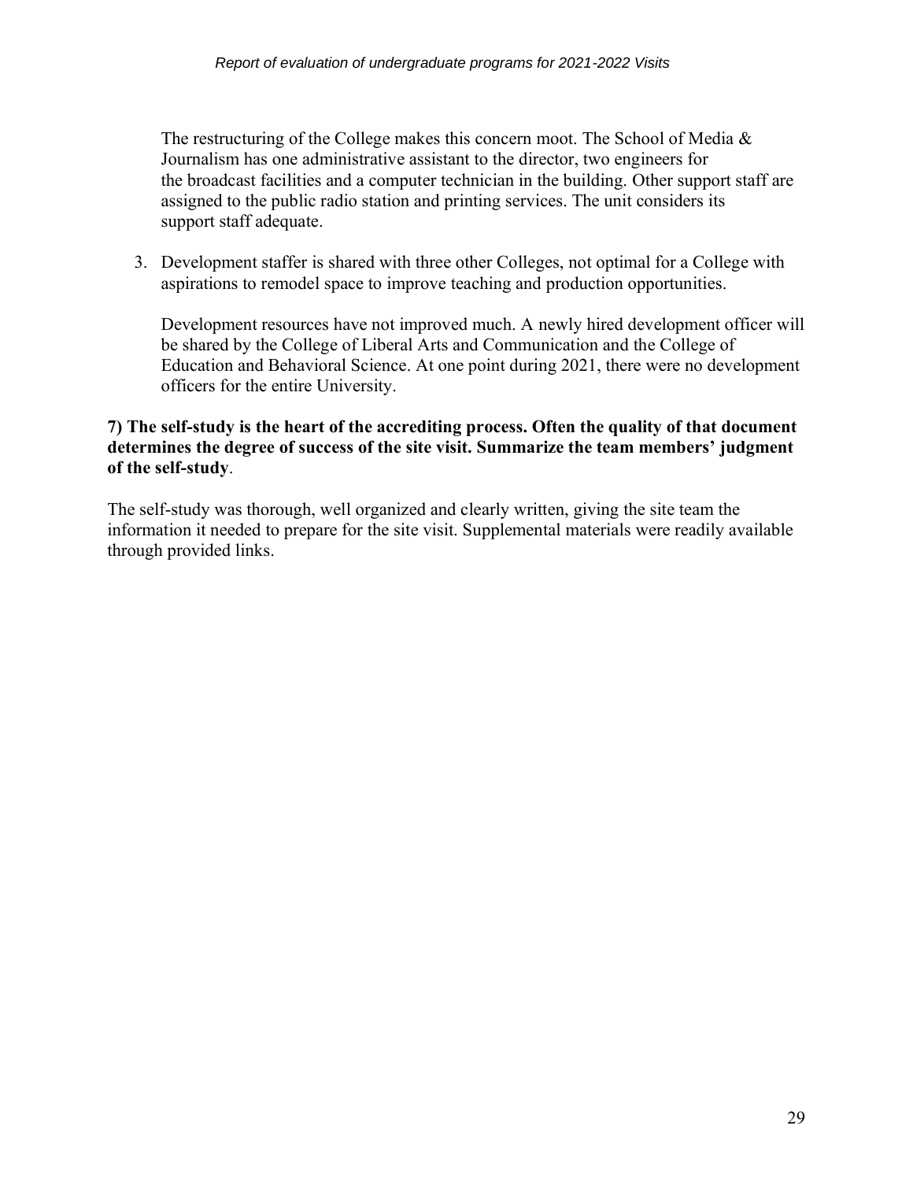The restructuring of the College makes this concern moot. The School of Media & Journalism has one administrative assistant to the director, two engineers for the broadcast facilities and a computer technician in the building. Other support staff are assigned to the public radio station and printing services. The unit considers its support staff adequate.

3. Development staffer is shared with three other Colleges, not optimal for a College with aspirations to remodel space to improve teaching and production opportunities.

   Development resources have not improved much. A newly hired development officer will be shared by the College of Liberal Arts and Communication and the College of Education and Behavioral Science. At one point during 2021, there were no development officers for the entire University.

**7) The self-study is the heart of the accrediting process. Often the quality of that document determines the degree of success of the site visit. Summarize the team members' judgment of the self-study**.

The self-study was thorough, well organized and clearly written, giving the site team the information it needed to prepare for the site visit. Supplemental materials were readily available through provided links.